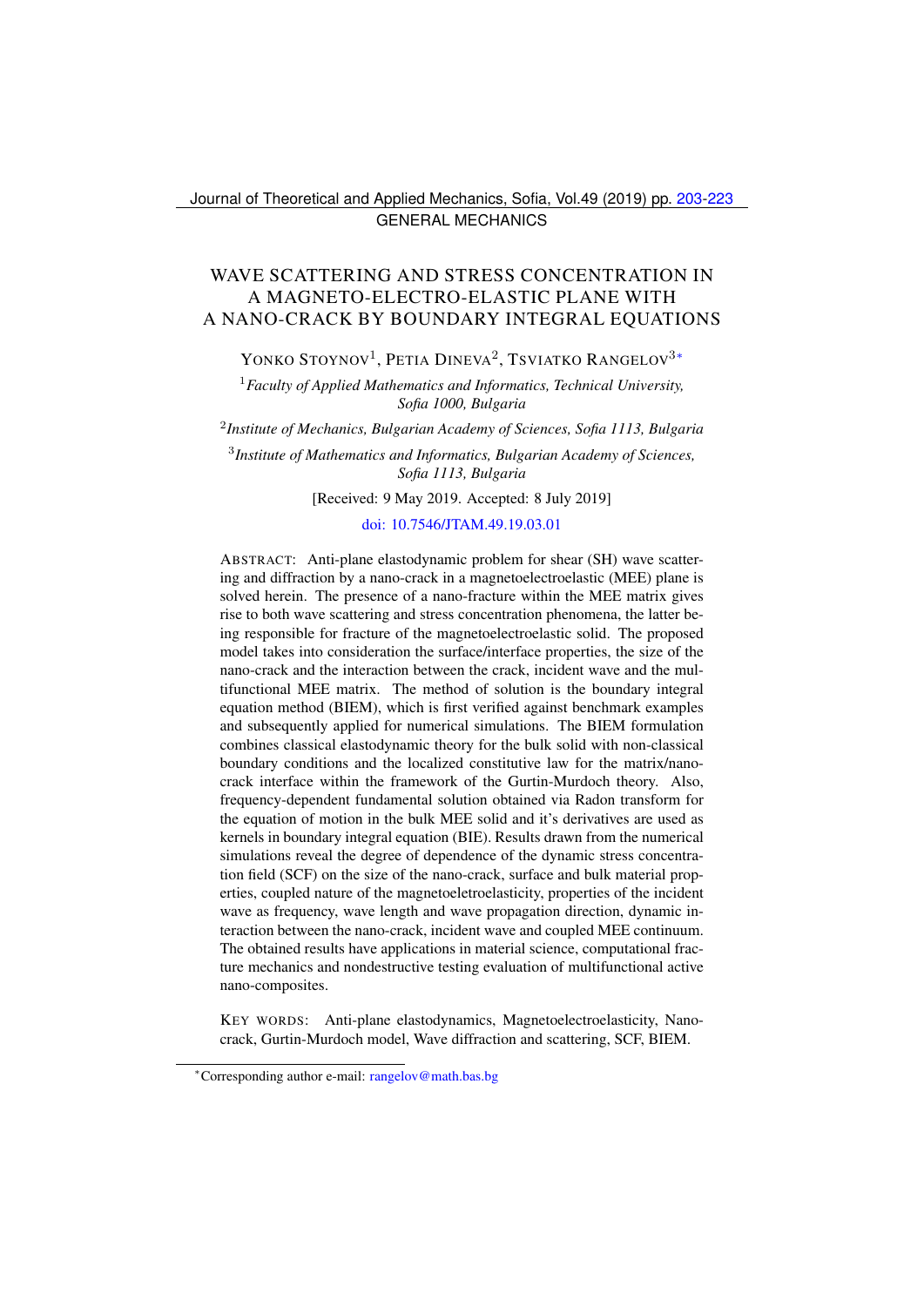GENERAL MECHANICS

# WAVE SCATTERING AND STRESS CONCENTRATION IN A MAGNETO-ELECTRO-ELASTIC PLANE WITH A NANO-CRACK BY BOUNDARY INTEGRAL EQUATIONS

YONKO STOYNOV[1], PETIA DINEVA[2], TSVIATKO RANGELOV[3]*

[1]*Faculty of Applied Mathematics and Informatics, Technical University, Sofia 1000, Bulgaria*

[2]*Institute of Mechanics, Bulgarian Academy of Sciences, Sofia 1113, Bulgaria*

[3]*Institute of Mathematics and Informatics, Bulgarian Academy of Sciences, Sofia 1113, Bulgaria*

[Received: 9 May 2019. Accepted: 8 July 2019]

doi: 10.7546/JTAM.49.19.03.01

ABSTRACT: Anti-plane elastodynamic problem for shear (SH) wave scattering and diffraction by a nano-crack in a magnetoelectroelastic (MEE) plane is solved herein. The presence of a nano-fracture within the MEE matrix gives rise to both wave scattering and stress concentration phenomena, the latter being responsible for fracture of the magnetoelectroelastic solid. The proposed model takes into consideration the surface/interface properties, the size of the nano-crack and the interaction between the crack, incident wave and the multifunctional MEE matrix. The method of solution is the boundary integral equation method (BIEM), which is first verified against benchmark examples and subsequently applied for numerical simulations. The BIEM formulation combines classical elastodynamic theory for the bulk solid with non-classical boundary conditions and the localized constitutive law for the matrix/nano-crack interface within the framework of the Gurtin-Murdoch theory. Also, frequency-dependent fundamental solution obtained via Radon transform for the equation of motion in the bulk MEE solid and it's derivatives are used as kernels in boundary integral equation (BIE). Results drawn from the numerical simulations reveal the degree of dependence of the dynamic stress concentration field (SCF) on the size of the nano-crack, surface and bulk material properties, coupled nature of the magnetoeletroelasticity, properties of the incident wave as frequency, wave length and wave propagation direction, dynamic interaction between the nano-crack, incident wave and coupled MEE continuum. The obtained results have applications in material science, computational fracture mechanics and nondestructive testing evaluation of multifunctional active nano-composites.

KEY WORDS: Anti-plane elastodynamics, Magnetoelectroelasticity, Nano-crack, Gurtin-Murdoch model, Wave diffraction and scattering, SCF, BIEM.

*Corresponding author e-mail: rangelov@math.bas.bg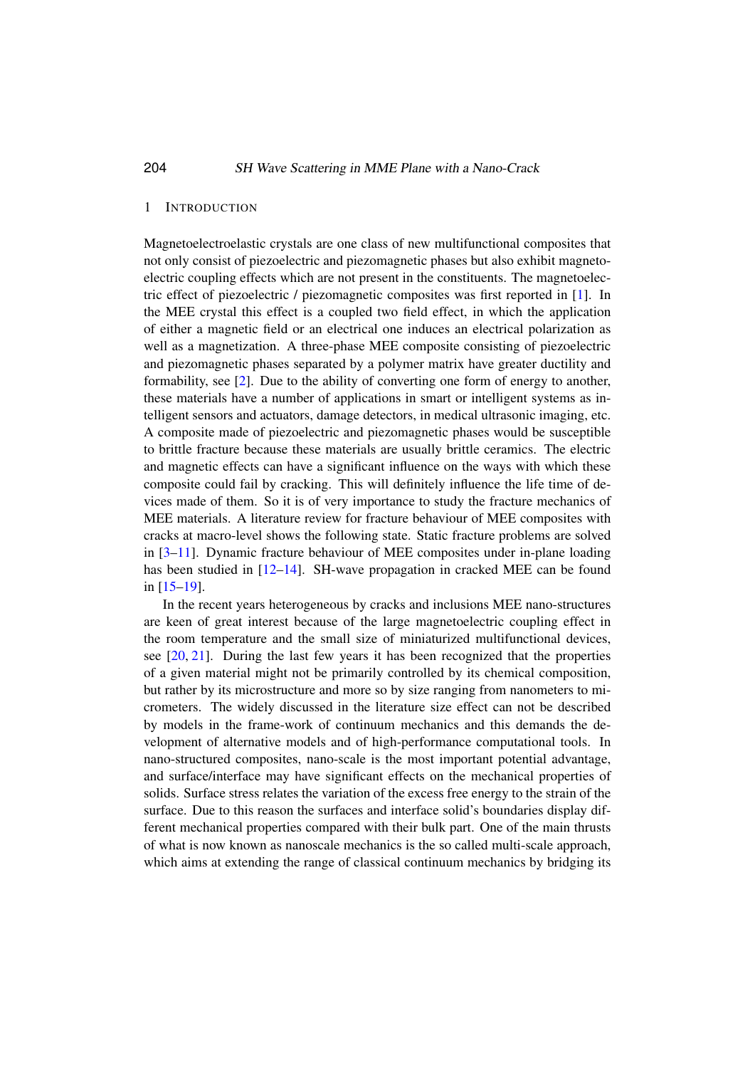## 1 Introduction

Magnetoelectroelastic crystals are one class of new multifunctional composites that not only consist of piezoelectric and piezomagnetic phases but also exhibit magneto-electric coupling effects which are not present in the constituents. The magnetoelectric effect of piezoelectric / piezomagnetic composites was first reported in [1]. In the MEE crystal this effect is a coupled two field effect, in which the application of either a magnetic field or an electrical one induces an electrical polarization as well as a magnetization. A three-phase MEE composite consisting of piezoelectric and piezomagnetic phases separated by a polymer matrix have greater ductility and formability, see [2]. Due to the ability of converting one form of energy to another, these materials have a number of applications in smart or intelligent systems as intelligent sensors and actuators, damage detectors, in medical ultrasonic imaging, etc. A composite made of piezoelectric and piezomagnetic phases would be susceptible to brittle fracture because these materials are usually brittle ceramics. The electric and magnetic effects can have a significant influence on the ways with which these composite could fail by cracking. This will definitely influence the life time of devices made of them. So it is of very importance to study the fracture mechanics of MEE materials. A literature review for fracture behaviour of MEE composites with cracks at macro-level shows the following state. Static fracture problems are solved in [3–11]. Dynamic fracture behaviour of MEE composites under in-plane loading has been studied in [12–14]. SH-wave propagation in cracked MEE can be found in [15–19].

In the recent years heterogeneous by cracks and inclusions MEE nano-structures are keen of great interest because of the large magnetoelectric coupling effect in the room temperature and the small size of miniaturized multifunctional devices, see [20, 21]. During the last few years it has been recognized that the properties of a given material might not be primarily controlled by its chemical composition, but rather by its microstructure and more so by size ranging from nanometers to micrometers. The widely discussed in the literature size effect can not be described by models in the frame-work of continuum mechanics and this demands the development of alternative models and of high-performance computational tools. In nano-structured composites, nano-scale is the most important potential advantage, and surface/interface may have significant effects on the mechanical properties of solids. Surface stress relates the variation of the excess free energy to the strain of the surface. Due to this reason the surfaces and interface solid's boundaries display different mechanical properties compared with their bulk part. One of the main thrusts of what is now known as nanoscale mechanics is the so called multi-scale approach, which aims at extending the range of classical continuum mechanics by bridging its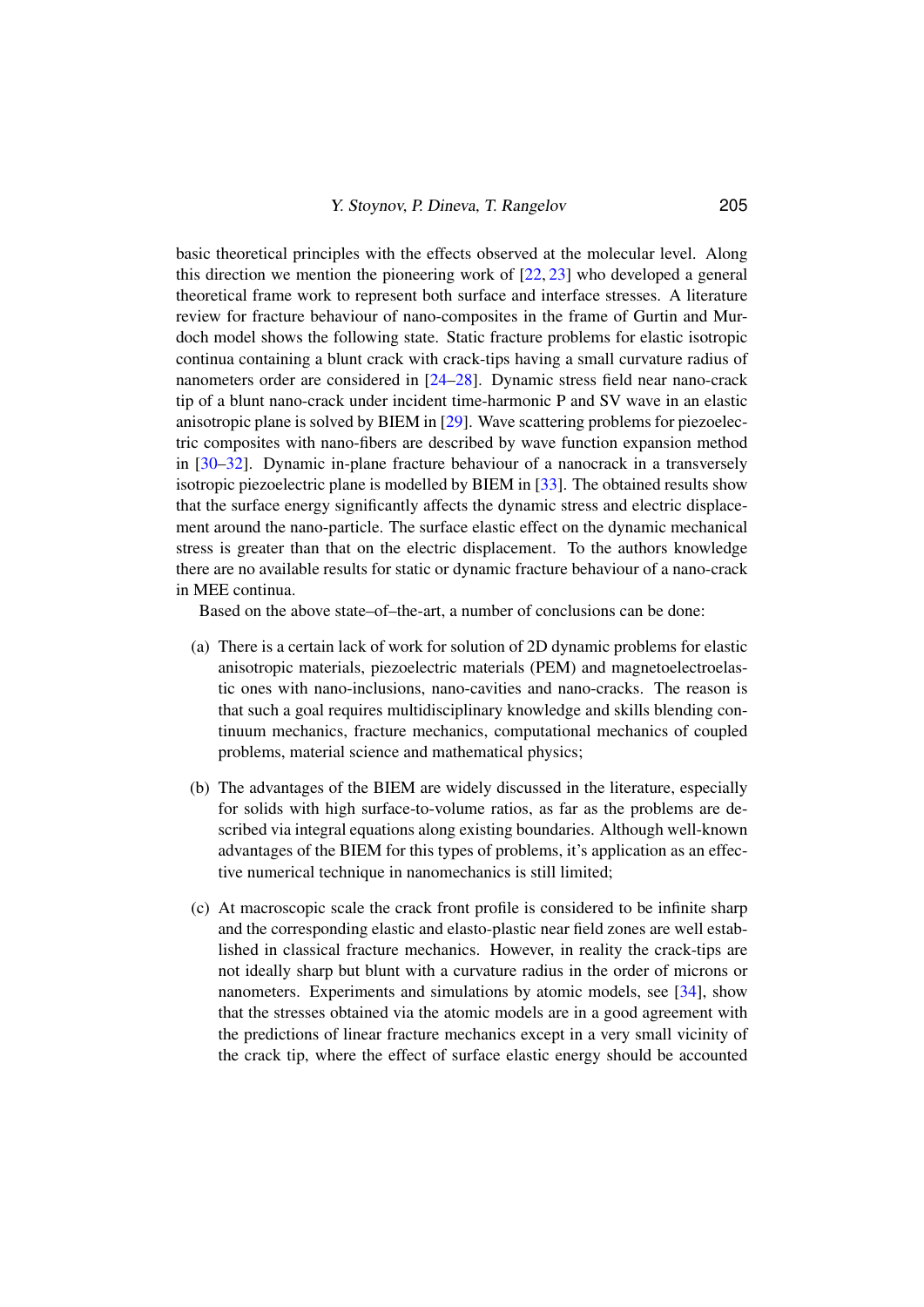basic theoretical principles with the effects observed at the molecular level. Along this direction we mention the pioneering work of [22, 23] who developed a general theoretical frame work to represent both surface and interface stresses. A literature review for fracture behaviour of nano-composites in the frame of Gurtin and Murdoch model shows the following state. Static fracture problems for elastic isotropic continua containing a blunt crack with crack-tips having a small curvature radius of nanometers order are considered in [24–28]. Dynamic stress field near nano-crack tip of a blunt nano-crack under incident time-harmonic P and SV wave in an elastic anisotropic plane is solved by BIEM in [29]. Wave scattering problems for piezoelectric composites with nano-fibers are described by wave function expansion method in [30–32]. Dynamic in-plane fracture behaviour of a nanocrack in a transversely isotropic piezoelectric plane is modelled by BIEM in [33]. The obtained results show that the surface energy significantly affects the dynamic stress and electric displacement around the nano-particle. The surface elastic effect on the dynamic mechanical stress is greater than that on the electric displacement. To the authors knowledge there are no available results for static or dynamic fracture behaviour of a nano-crack in MEE continua.

Based on the above state–of–the-art, a number of conclusions can be done:

(a) There is a certain lack of work for solution of 2D dynamic problems for elastic anisotropic materials, piezoelectric materials (PEM) and magnetoelectroelastic ones with nano-inclusions, nano-cavities and nano-cracks. The reason is that such a goal requires multidisciplinary knowledge and skills blending continuum mechanics, fracture mechanics, computational mechanics of coupled problems, material science and mathematical physics;

(b) The advantages of the BIEM are widely discussed in the literature, especially for solids with high surface-to-volume ratios, as far as the problems are described via integral equations along existing boundaries. Although well-known advantages of the BIEM for this types of problems, it's application as an effective numerical technique in nanomechanics is still limited;

(c) At macroscopic scale the crack front profile is considered to be infinite sharp and the corresponding elastic and elasto-plastic near field zones are well established in classical fracture mechanics. However, in reality the crack-tips are not ideally sharp but blunt with a curvature radius in the order of microns or nanometers. Experiments and simulations by atomic models, see [34], show that the stresses obtained via the atomic models are in a good agreement with the predictions of linear fracture mechanics except in a very small vicinity of the crack tip, where the effect of surface elastic energy should be accounted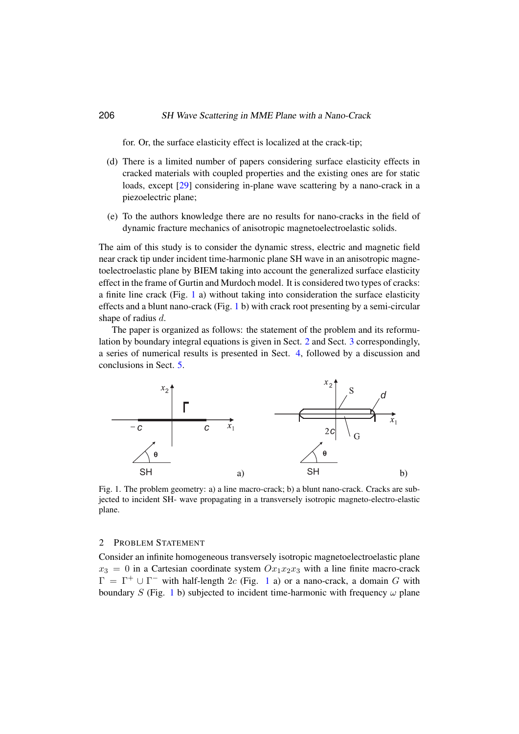for. Or, the surface elasticity effect is localized at the crack-tip;

(d) There is a limited number of papers considering surface elasticity effects in cracked materials with coupled properties and the existing ones are for static loads, except [29] considering in-plane wave scattering by a nano-crack in a piezoelectric plane;

(e) To the authors knowledge there are no results for nano-cracks in the field of dynamic fracture mechanics of anisotropic magnetoelectroelastic solids.

The aim of this study is to consider the dynamic stress, electric and magnetic field near crack tip under incident time-harmonic plane SH wave in an anisotropic magnetoelectroelastic plane by BIEM taking into account the generalized surface elasticity effect in the frame of Gurtin and Murdoch model. It is considered two types of cracks: a finite line crack (Fig. 1 a) without taking into consideration the surface elasticity effects and a blunt nano-crack (Fig. 1 b) with crack root presenting by a semi-circular shape of radius $d$.

The paper is organized as follows: the statement of the problem and its reformulation by boundary integral equations is given in Sect. 2 and Sect. 3 correspondingly, a series of numerical results is presented in Sect. 4, followed by a discussion and conclusions in Sect. 5.

Fig. 1. The problem geometry: a) a line macro-crack; b) a blunt nano-crack. Cracks are subjected to incident SH- wave propagating in a transversely isotropic magneto-electro-elastic plane.

## 2 Problem Statement

Consider an infinite homogeneous transversely isotropic magnetoelectroelastic plane $x_3 = 0$ in a Cartesian coordinate system $Ox_1x_2x_3$ with a line finite macro-crack $\Gamma = \Gamma^+ \cup \Gamma^-$ with half-length $2c$ (Fig. 1 a) or a nano-crack, a domain $G$ with boundary $S$ (Fig. 1 b) subjected to incident time-harmonic with frequency $\omega$ plane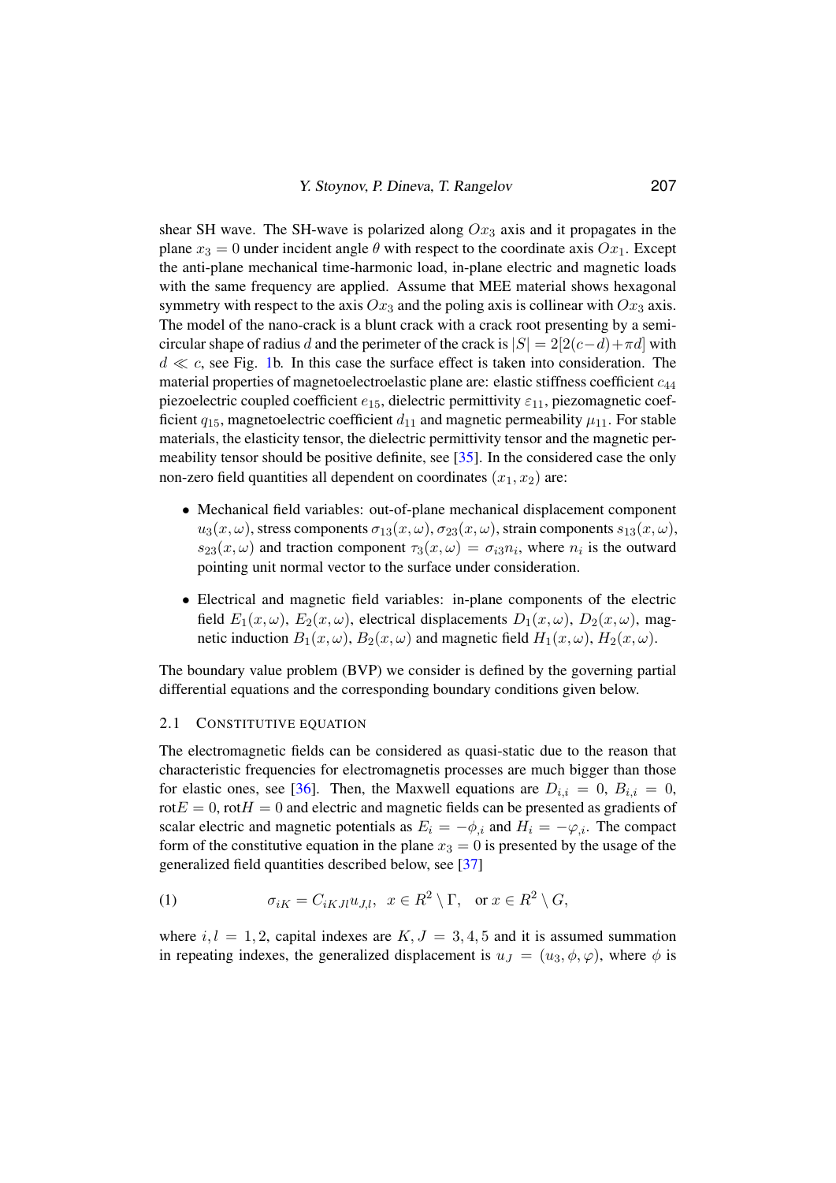shear SH wave. The SH-wave is polarized along $Ox_3$ axis and it propagates in the plane $x_3 = 0$ under incident angle $\theta$ with respect to the coordinate axis $Ox_1$. Except the anti-plane mechanical time-harmonic load, in-plane electric and magnetic loads with the same frequency are applied. Assume that MEE material shows hexagonal symmetry with respect to the axis $Ox_3$ and the poling axis is collinear with $Ox_3$ axis. The model of the nano-crack is a blunt crack with a crack root presenting by a semi-circular shape of radius $d$ and the perimeter of the crack is $|S| = 2[2(c-d)+\pi d]$ with $d \ll c$, see Fig. 1b. In this case the surface effect is taken into consideration. The material properties of magnetoelectroelastic plane are: elastic stiffness coefficient $c_{44}$ piezoelectric coupled coefficient $e_{15}$, dielectric permittivity $\varepsilon_{11}$, piezomagnetic coefficient $q_{15}$, magnetoelectric coefficient $d_{11}$ and magnetic permeability $\mu_{11}$. For stable materials, the elasticity tensor, the dielectric permittivity tensor and the magnetic permeability tensor should be positive definite, see [35]. In the considered case the only non-zero field quantities all dependent on coordinates $(x_1, x_2)$ are:

- Mechanical field variables: out-of-plane mechanical displacement component $u_3(x,\omega)$, stress components $\sigma_{13}(x,\omega)$, $\sigma_{23}(x,\omega)$, strain components $s_{13}(x,\omega)$, $s_{23}(x,\omega)$ and traction component $\tau_3(x,\omega) = \sigma_{i3}n_i$, where $n_i$ is the outward pointing unit normal vector to the surface under consideration.
- Electrical and magnetic field variables: in-plane components of the electric field $E_1(x,\omega)$, $E_2(x,\omega)$, electrical displacements $D_1(x,\omega)$, $D_2(x,\omega)$, magnetic induction $B_1(x,\omega)$, $B_2(x,\omega)$ and magnetic field $H_1(x,\omega)$, $H_2(x,\omega)$.

The boundary value problem (BVP) we consider is defined by the governing partial differential equations and the corresponding boundary conditions given below.

### 2.1 Constitutive Equation

The electromagnetic fields can be considered as quasi-static due to the reason that characteristic frequencies for electromagnetis processes are much bigger than those for elastic ones, see [36]. Then, the Maxwell equations are $D_{i,i} = 0$, $B_{i,i} = 0$, $\mathrm{rot}E = 0$, $\mathrm{rot}H = 0$ and electric and magnetic fields can be presented as gradients of scalar electric and magnetic potentials as $E_i = -\phi_{,i}$ and $H_i = -\varphi_{,i}$. The compact form of the constitutive equation in the plane $x_3 = 0$ is presented by the usage of the generalized field quantities described below, see [37]

$$\sigma_{iK} = C_{iKJl}u_{J,l}, \quad x \in R^2 \setminus \Gamma, \quad \text{or } x \in R^2 \setminus G, \tag{1}$$

where $i, l = 1, 2$, capital indexes are $K, J = 3, 4, 5$ and it is assumed summation in repeating indexes, the generalized displacement is $u_J = (u_3, \phi, \varphi)$, where $\phi$ is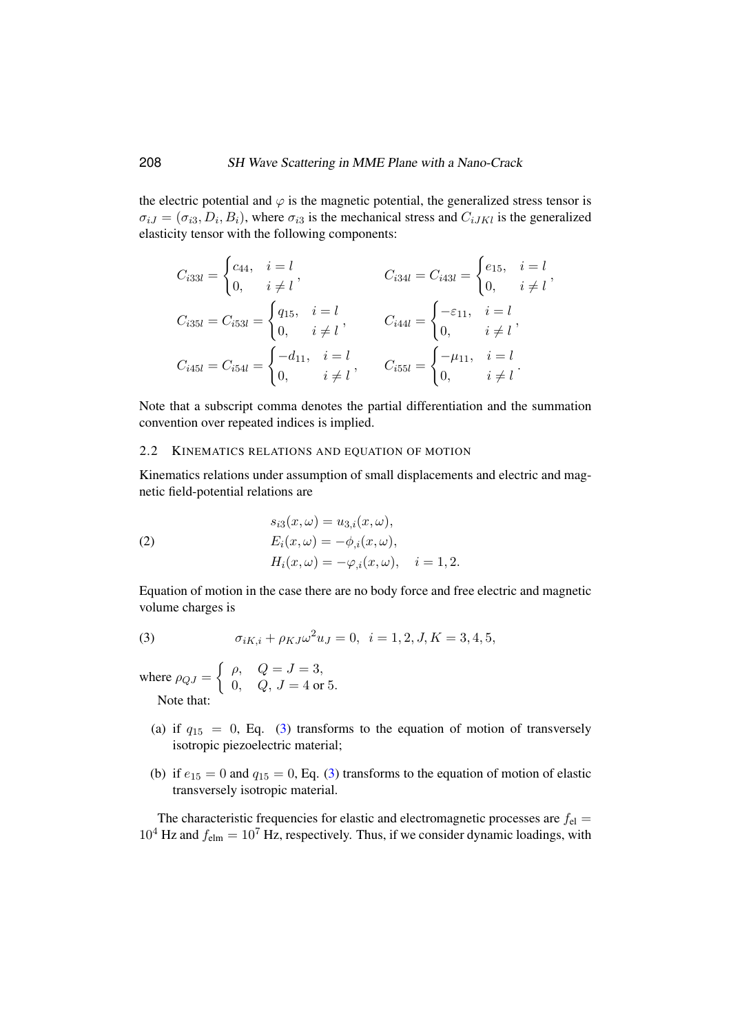the electric potential and $\varphi$ is the magnetic potential, the generalized stress tensor is $\sigma_{iJ} = (\sigma_{i3}, D_i, B_i)$, where $\sigma_{i3}$ is the mechanical stress and $C_{iJKl}$ is the generalized elasticity tensor with the following components:

$$
C_{i33l} = \begin{cases} c_{44}, & i = l \\ 0, & i \neq l \end{cases}, \qquad C_{i34l} = C_{i43l} = \begin{cases} e_{15}, & i = l \\ 0, & i \neq l \end{cases},
$$

$$
C_{i35l} = C_{i53l} = \begin{cases} q_{15}, & i = l \\ 0, & i \neq l \end{cases}, \qquad C_{i44l} = \begin{cases} -\varepsilon_{11}, & i = l \\ 0, & i \neq l \end{cases},
$$

$$
C_{i45l} = C_{i54l} = \begin{cases} -d_{11}, & i = l \\ 0, & i \neq l \end{cases}, \qquad C_{i55l} = \begin{cases} -\mu_{11}, & i = l \\ 0, & i \neq l \end{cases}.
$$

Note that a subscript comma denotes the partial differentiation and the summation convention over repeated indices is implied.

### 2.2 Kinematics relations and equation of motion

Kinematics relations under assumption of small displacements and electric and magnetic field-potential relations are

$$
\begin{aligned}
s_{i3}(x, \omega) &= u_{3,i}(x, \omega), \\
E_i(x, \omega) &= -\phi_{,i}(x, \omega), \\
H_i(x, \omega) &= -\varphi_{,i}(x, \omega), \quad i = 1, 2.
\end{aligned} \tag{2}
$$

Equation of motion in the case there are no body force and free electric and magnetic volume charges is

$$
\sigma_{iK,i} + \rho_{KJ}\omega^2 u_J = 0, \;\; i = 1, 2, J, K = 3, 4, 5, \tag{3}
$$

where $\rho_{QJ} = \begin{cases} \rho, & Q = J = 3, \\ 0, & Q,\, J = 4 \text{ or } 5. \end{cases}$

Note that:

(a) if $q_{15} = 0$, Eq. (3) transforms to the equation of motion of transversely isotropic piezoelectric material;

(b) if $e_{15} = 0$ and $q_{15} = 0$, Eq. (3) transforms to the equation of motion of elastic transversely isotropic material.

The characteristic frequencies for elastic and electromagnetic processes are $f_{\text{el}} = 10^4$ Hz and $f_{\text{elm}} = 10^7$ Hz, respectively. Thus, if we consider dynamic loadings, with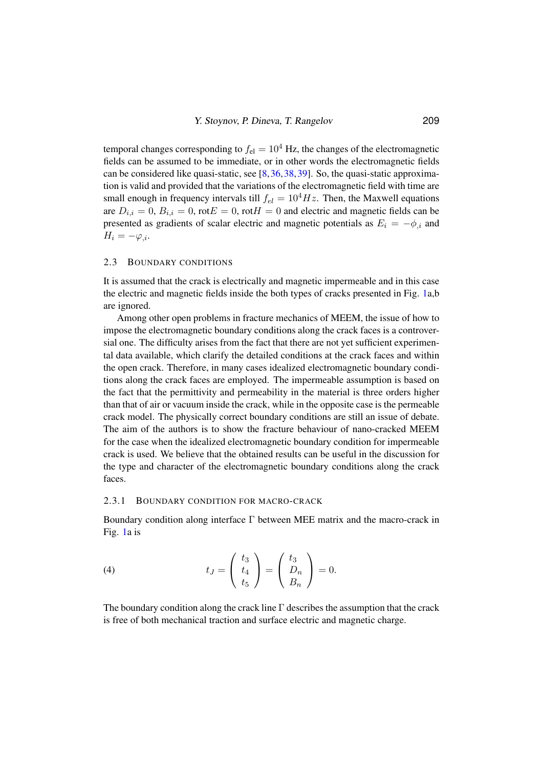temporal changes corresponding to $f_{\rm el} = 10^4$ Hz, the changes of the electromagnetic fields can be assumed to be immediate, or in other words the electromagnetic fields can be considered like quasi-static, see [8,36,38,39]. So, the quasi-static approximation is valid and provided that the variations of the electromagnetic field with time are small enough in frequency intervals till $f_{el} = 10^4 Hz$. Then, the Maxwell equations are $D_{i,i} = 0$, $B_{i,i} = 0$, $\text{rot}E = 0$, $\text{rot}H = 0$ and electric and magnetic fields can be presented as gradients of scalar electric and magnetic potentials as $E_i = -\phi_{,i}$ and $H_i = -\varphi_{,i}$.

### 2.3 Boundary Conditions

It is assumed that the crack is electrically and magnetic impermeable and in this case the electric and magnetic fields inside the both types of cracks presented in Fig. 1a,b are ignored.

Among other open problems in fracture mechanics of MEEM, the issue of how to impose the electromagnetic boundary conditions along the crack faces is a controversial one. The difficulty arises from the fact that there are not yet sufficient experimental data available, which clarify the detailed conditions at the crack faces and within the open crack. Therefore, in many cases idealized electromagnetic boundary conditions along the crack faces are employed. The impermeable assumption is based on the fact that the permittivity and permeability in the material is three orders higher than that of air or vacuum inside the crack, while in the opposite case is the permeable crack model. The physically correct boundary conditions are still an issue of debate. The aim of the authors is to show the fracture behaviour of nano-cracked MEEM for the case when the idealized electromagnetic boundary condition for impermeable crack is used. We believe that the obtained results can be useful in the discussion for the type and character of the electromagnetic boundary conditions along the crack faces.

#### 2.3.1 Boundary condition for macro-crack

Boundary condition along interface $\Gamma$ between MEE matrix and the macro-crack in Fig. 1a is

$$t_J = \begin{pmatrix} t_3 \\ t_4 \\ t_5 \end{pmatrix} = \begin{pmatrix} t_3 \\ D_n \\ B_n \end{pmatrix} = 0. \tag{4}$$

The boundary condition along the crack line $\Gamma$ describes the assumption that the crack is free of both mechanical traction and surface electric and magnetic charge.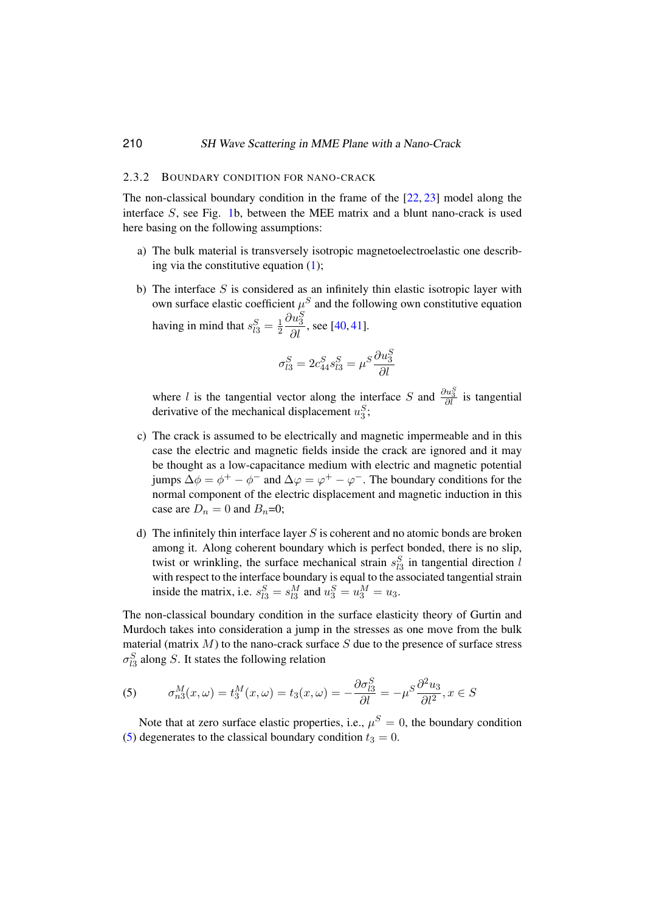### 2.3.2 Boundary condition for nano-crack

The non-classical boundary condition in the frame of the [22, 23] model along the interface $S$, see Fig. 1b, between the MEE matrix and a blunt nano-crack is used here basing on the following assumptions:

a) The bulk material is transversely isotropic magnetoelectroelastic one describing via the constitutive equation (1);

b) The interface $S$ is considered as an infinitely thin elastic isotropic layer with own surface elastic coefficient $\mu^S$ and the following own constitutive equation having in mind that $s_{l3}^S = \frac{1}{2}\dfrac{\partial u_3^S}{\partial l}$, see [40, 41].

$$\sigma_{l3}^S = 2c_{44}^S s_{l3}^S = \mu^S \frac{\partial u_3^S}{\partial l}$$

where $l$ is the tangential vector along the interface $S$ and $\frac{\partial u_3^S}{\partial l}$ is tangential derivative of the mechanical displacement $u_3^S$;

c) The crack is assumed to be electrically and magnetic impermeable and in this case the electric and magnetic fields inside the crack are ignored and it may be thought as a low-capacitance medium with electric and magnetic potential jumps $\Delta\phi = \phi^+ - \phi^-$ and $\Delta\varphi = \varphi^+ - \varphi^-$. The boundary conditions for the normal component of the electric displacement and magnetic induction in this case are $D_n = 0$ and $B_n$=0;

d) The infinitely thin interface layer $S$ is coherent and no atomic bonds are broken among it. Along coherent boundary which is perfect bonded, there is no slip, twist or wrinkling, the surface mechanical strain $s_{l3}^S$ in tangential direction $l$ with respect to the interface boundary is equal to the associated tangential strain inside the matrix, i.e. $s_{l3}^S = s_{l3}^M$ and $u_3^S = u_3^M = u_3$.

The non-classical boundary condition in the surface elasticity theory of Gurtin and Murdoch takes into consideration a jump in the stresses as one move from the bulk material (matrix $M$) to the nano-crack surface $S$ due to the presence of surface stress $\sigma_{l3}^S$ along $S$. It states the following relation

$$\sigma_{n3}^M(x,\omega) = t_3^M(x,\omega) = t_3(x,\omega) = -\frac{\partial \sigma_{l3}^S}{\partial l} = -\mu^S \frac{\partial^2 u_3}{\partial l^2}, x \in S \tag{5}$$

Note that at zero surface elastic properties, i.e., $\mu^S = 0$, the boundary condition (5) degenerates to the classical boundary condition $t_3 = 0$.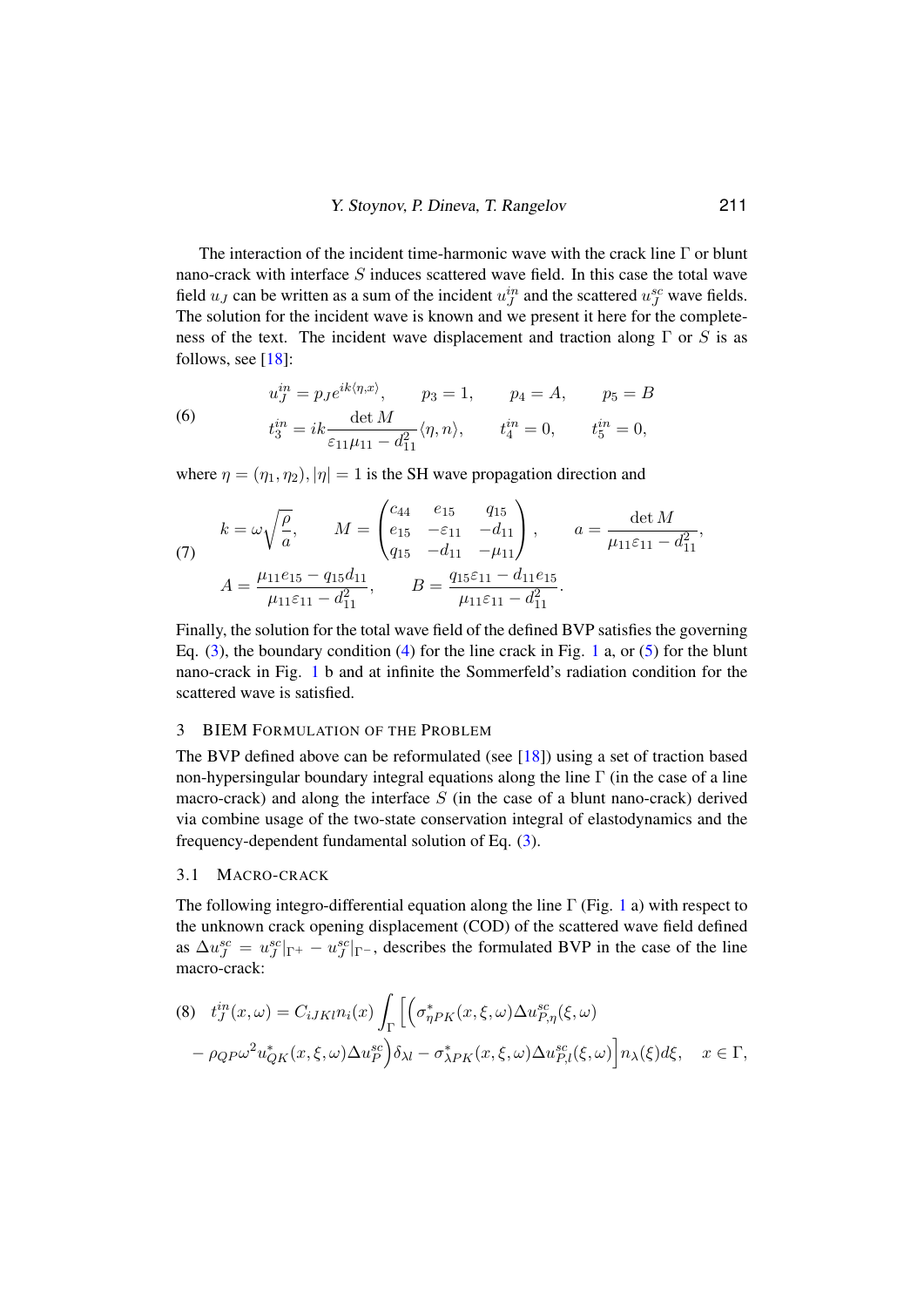The interaction of the incident time-harmonic wave with the crack line $\Gamma$ or blunt nano-crack with interface $S$ induces scattered wave field. In this case the total wave field $u_J$ can be written as a sum of the incident $u_J^{in}$ and the scattered $u_J^{sc}$ wave fields. The solution for the incident wave is known and we present it here for the completeness of the text. The incident wave displacement and traction along $\Gamma$ or $S$ is as follows, see [18]:

$$
\begin{aligned}
&u_J^{in} = p_J e^{ik\langle \eta, x\rangle}, \qquad p_3 = 1, \qquad p_4 = A, \qquad p_5 = B \\
&t_3^{in} = ik\frac{\det M}{\varepsilon_{11}\mu_{11} - d_{11}^2}\langle \eta, n\rangle, \qquad t_4^{in} = 0, \qquad t_5^{in} = 0,
\end{aligned}
\tag{6}
$$

where $\eta = (\eta_1, \eta_2), |\eta| = 1$ is the SH wave propagation direction and

$$
\begin{aligned}
&k = \omega\sqrt{\frac{\rho}{a}}, \qquad M = \begin{pmatrix} c_{44} & e_{15} & q_{15} \\ e_{15} & -\varepsilon_{11} & -d_{11} \\ q_{15} & -d_{11} & -\mu_{11} \end{pmatrix}, \qquad a = \frac{\det M}{\mu_{11}\varepsilon_{11} - d_{11}^2}, \\
&A = \frac{\mu_{11}e_{15} - q_{15}d_{11}}{\mu_{11}\varepsilon_{11} - d_{11}^2}, \qquad B = \frac{q_{15}\varepsilon_{11} - d_{11}e_{15}}{\mu_{11}\varepsilon_{11} - d_{11}^2}.
\end{aligned}
\tag{7}
$$

Finally, the solution for the total wave field of the defined BVP satisfies the governing Eq. (3), the boundary condition (4) for the line crack in Fig. 1 a, or (5) for the blunt nano-crack in Fig. 1 b and at infinite the Sommerfeld's radiation condition for the scattered wave is satisfied.

## 3 BIEM Formulation of the Problem

The BVP defined above can be reformulated (see [18]) using a set of traction based non-hypersingular boundary integral equations along the line $\Gamma$ (in the case of a line macro-crack) and along the interface $S$ (in the case of a blunt nano-crack) derived via combine usage of the two-state conservation integral of elastodynamics and the frequency-dependent fundamental solution of Eq. (3).

### 3.1 Macro-crack

The following integro-differential equation along the line $\Gamma$ (Fig. 1 a) with respect to the unknown crack opening displacement (COD) of the scattered wave field defined as $\Delta u_J^{sc} = u_J^{sc}|_{\Gamma^+} - u_J^{sc}|_{\Gamma^-}$, describes the formulated BVP in the case of the line macro-crack:

$$
\begin{aligned}
t_J^{in}(x,\omega) = C_{iJKl}n_i(x)\int_\Gamma \Big[\Big(\sigma^*_{\eta PK}(x,\xi,\omega)\Delta u^{sc}_{P,\eta}(\xi,\omega) \\
- \rho_{QP}\omega^2 u^*_{QK}(x,\xi,\omega)\Delta u^{sc}_P\Big)\delta_{\lambda l} - \sigma^*_{\lambda PK}(x,\xi,\omega)\Delta u^{sc}_{P,l}(\xi,\omega)\Big]n_\lambda(\xi)d\xi, \quad x \in \Gamma,
\end{aligned}
\tag{8}
$$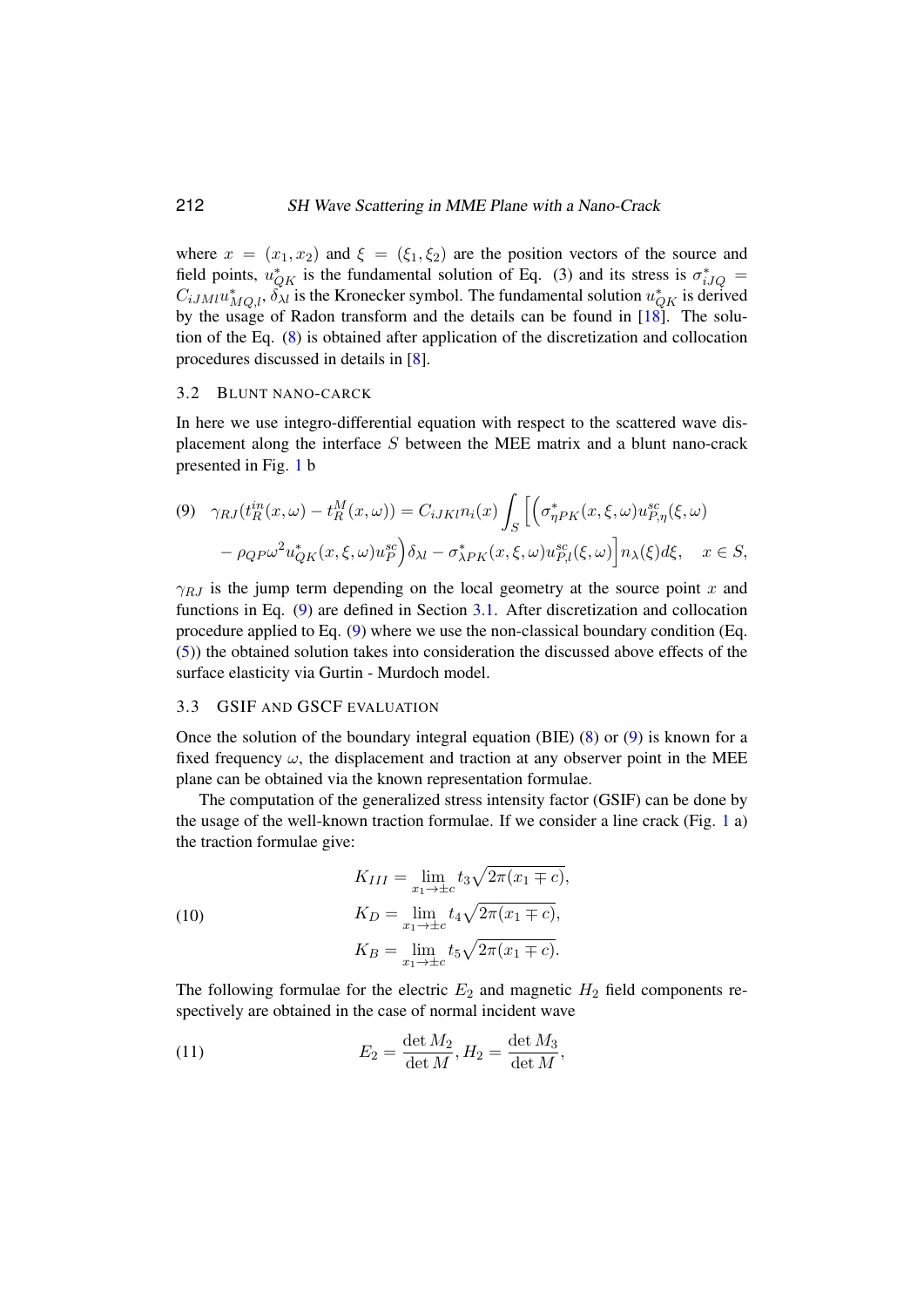where $x = (x_1, x_2)$ and $\xi = (\xi_1, \xi_2)$ are the position vectors of the source and field points, $u^*_{QK}$ is the fundamental solution of Eq. (3) and its stress is $\sigma^*_{iJQ} = C_{iJMl} u^*_{MQ,l}$, $\delta_{\lambda l}$ is the Kronecker symbol. The fundamental solution $u^*_{QK}$ is derived by the usage of Radon transform and the details can be found in [18]. The solution of the Eq. (8) is obtained after application of the discretization and collocation procedures discussed in details in [8].

### 3.2 Blunt nano-carck

In here we use integro-differential equation with respect to the scattered wave displacement along the interface $S$ between the MEE matrix and a blunt nano-crack presented in Fig. 1 b

$$
(9)\quad \gamma_{RJ}(t^{in}_R(x,\omega) - t^M_R(x,\omega)) = C_{iJKl} n_i(x) \int_S \Big[ \Big( \sigma^*_{\eta PK}(x,\xi,\omega) u^{sc}_{P,\eta}(\xi,\omega) - \rho_{QP}\omega^2 u^*_{QK}(x,\xi,\omega) u^{sc}_P \Big) \delta_{\lambda l} - \sigma^*_{\lambda PK}(x,\xi,\omega) u^{sc}_{P,l}(\xi,\omega) \Big] n_\lambda(\xi) d\xi, \quad x \in S,
$$

$\gamma_{RJ}$ is the jump term depending on the local geometry at the source point $x$ and functions in Eq. (9) are defined in Section 3.1. After discretization and collocation procedure applied to Eq. (9) where we use the non-classical boundary condition (Eq. (5)) the obtained solution takes into consideration the discussed above effects of the surface elasticity via Gurtin - Murdoch model.

### 3.3 GSIF and GSCF evaluation

Once the solution of the boundary integral equation (BIE) (8) or (9) is known for a fixed frequency $\omega$, the displacement and traction at any observer point in the MEE plane can be obtained via the known representation formulae.

The computation of the generalized stress intensity factor (GSIF) can be done by the usage of the well-known traction formulae. If we consider a line crack (Fig. 1 a) the traction formulae give:

$$
(10)\quad
\begin{aligned}
K_{III} &= \lim_{x_1 \to \pm c} t_3 \sqrt{2\pi(x_1 \mp c)}, \\
K_D &= \lim_{x_1 \to \pm c} t_4 \sqrt{2\pi(x_1 \mp c)}, \\
K_B &= \lim_{x_1 \to \pm c} t_5 \sqrt{2\pi(x_1 \mp c)}.
\end{aligned}
$$

The following formulae for the electric $E_2$ and magnetic $H_2$ field components respectively are obtained in the case of normal incident wave

$$
(11)\quad E_2 = \frac{\det M_2}{\det M}, H_2 = \frac{\det M_3}{\det M},
$$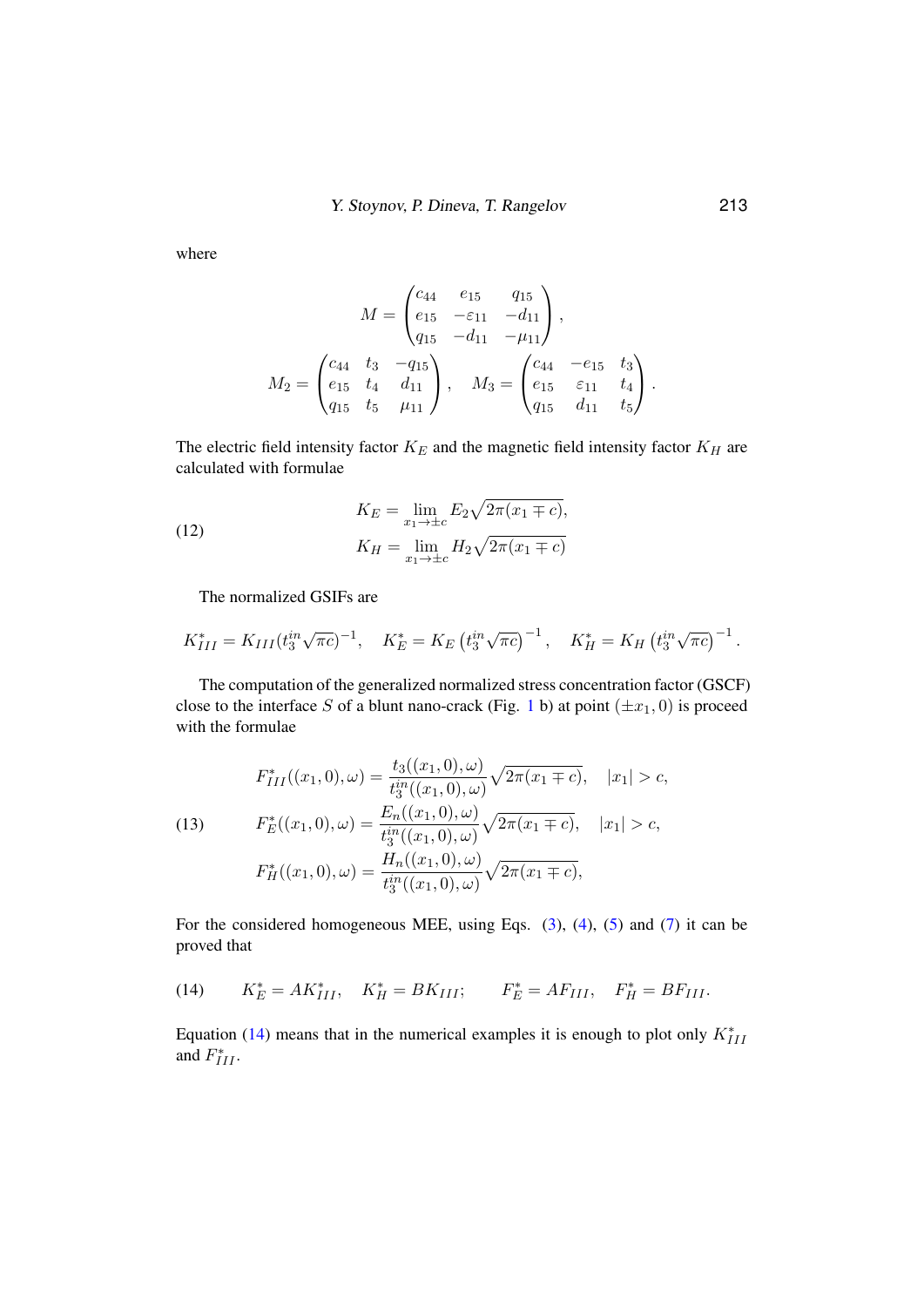where

$$M = \begin{pmatrix} c_{44} & e_{15} & q_{15} \\ e_{15} & -\varepsilon_{11} & -d_{11} \\ q_{15} & -d_{11} & -\mu_{11} \end{pmatrix},$$

$$M_2 = \begin{pmatrix} c_{44} & t_3 & -q_{15} \\ e_{15} & t_4 & d_{11} \\ q_{15} & t_5 & \mu_{11} \end{pmatrix}, \quad M_3 = \begin{pmatrix} c_{44} & -e_{15} & t_3 \\ e_{15} & \varepsilon_{11} & t_4 \\ q_{15} & d_{11} & t_5 \end{pmatrix}.$$

The electric field intensity factor $K_E$ and the magnetic field intensity factor $K_H$ are calculated with formulae

$$(12) \qquad \begin{aligned} K_E &= \lim_{x_1 \to \pm c} E_2 \sqrt{2\pi(x_1 \mp c)}, \\ K_H &= \lim_{x_1 \to \pm c} H_2 \sqrt{2\pi(x_1 \mp c)} \end{aligned}$$

The normalized GSIFs are

$$K_{III}^* = K_{III}(t_3^{in}\sqrt{\pi c})^{-1}, \quad K_E^* = K_E\left(t_3^{in}\sqrt{\pi c}\right)^{-1}, \quad K_H^* = K_H\left(t_3^{in}\sqrt{\pi c}\right)^{-1}.$$

The computation of the generalized normalized stress concentration factor (GSCF) close to the interface $S$ of a blunt nano-crack (Fig. 1 b) at point $(\pm x_1, 0)$ is proceed with the formulae

$$(13) \qquad \begin{aligned} F_{III}^*((x_1,0),\omega) &= \frac{t_3((x_1,0),\omega)}{t_3^{in}((x_1,0),\omega)}\sqrt{2\pi(x_1 \mp c)}, \quad |x_1| > c, \\ F_E^*((x_1,0),\omega) &= \frac{E_n((x_1,0),\omega)}{t_3^{in}((x_1,0),\omega)}\sqrt{2\pi(x_1 \mp c)}, \quad |x_1| > c, \\ F_H^*((x_1,0),\omega) &= \frac{H_n((x_1,0),\omega)}{t_3^{in}((x_1,0),\omega)}\sqrt{2\pi(x_1 \mp c)}, \end{aligned}$$

For the considered homogeneous MEE, using Eqs. (3), (4), (5) and (7) it can be proved that

$$(14) \qquad K_E^* = AK_{III}^*, \quad K_H^* = BK_{III}; \qquad F_E^* = AF_{III}, \quad F_H^* = BF_{III}.$$

Equation (14) means that in the numerical examples it is enough to plot only $K_{III}^*$ and $F_{III}^*$.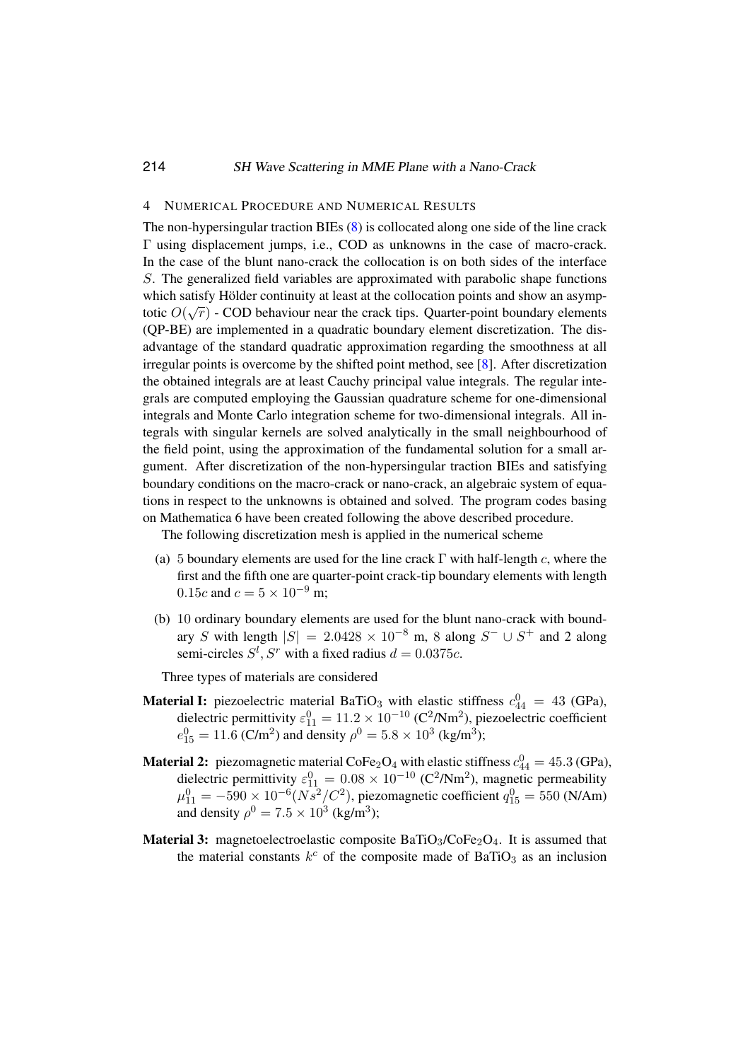## 4 NUMERICAL PROCEDURE AND NUMERICAL RESULTS

The non-hypersingular traction BIEs (8) is collocated along one side of the line crack $\Gamma$ using displacement jumps, i.e., COD as unknowns in the case of macro-crack. In the case of the blunt nano-crack the collocation is on both sides of the interface $S$. The generalized field variables are approximated with parabolic shape functions which satisfy Hölder continuity at least at the collocation points and show an asymptotic $O(\sqrt{r})$ - COD behaviour near the crack tips. Quarter-point boundary elements (QP-BE) are implemented in a quadratic boundary element discretization. The disadvantage of the standard quadratic approximation regarding the smoothness at all irregular points is overcome by the shifted point method, see [8]. After discretization the obtained integrals are at least Cauchy principal value integrals. The regular integrals are computed employing the Gaussian quadrature scheme for one-dimensional integrals and Monte Carlo integration scheme for two-dimensional integrals. All integrals with singular kernels are solved analytically in the small neighbourhood of the field point, using the approximation of the fundamental solution for a small argument. After discretization of the non-hypersingular traction BIEs and satisfying boundary conditions on the macro-crack or nano-crack, an algebraic system of equations in respect to the unknowns is obtained and solved. The program codes basing on Mathematica 6 have been created following the above described procedure.

The following discretization mesh is applied in the numerical scheme

(a) 5 boundary elements are used for the line crack $\Gamma$ with half-length $c$, where the first and the fifth one are quarter-point crack-tip boundary elements with length $0.15c$ and $c = 5 \times 10^{-9}$ m;

(b) 10 ordinary boundary elements are used for the blunt nano-crack with boundary $S$ with length $|S| = 2.0428 \times 10^{-8}$ m, 8 along $S^- \cup S^+$ and 2 along semi-circles $S^l, S^r$ with a fixed radius $d = 0.0375c$.

Three types of materials are considered

**Material I:** piezoelectric material $BaTiO_3$ with elastic stiffness $c_{44}^0 = 43$ (GPa), dielectric permittivity $\varepsilon_{11}^0 = 11.2 \times 10^{-10}$ ($C^2/Nm^2$), piezoelectric coefficient $e_{15}^0 = 11.6$ ($C/m^2$) and density $\rho^0 = 5.8 \times 10^3$ ($kg/m^3$);

**Material 2:** piezomagnetic material $CoFe_2O_4$ with elastic stiffness $c_{44}^0 = 45.3$ (GPa), dielectric permittivity $\varepsilon_{11}^0 = 0.08 \times 10^{-10}$ ($C^2/Nm^2$), magnetic permeability $\mu_{11}^0 = -590 \times 10^{-6} (Ns^2/C^2)$, piezomagnetic coefficient $q_{15}^0 = 550$ (N/Am) and density $\rho^0 = 7.5 \times 10^3$ ($kg/m^3$);

**Material 3:** magnetoelectroelastic composite $BaTiO_3/CoFe_2O_4$. It is assumed that the material constants $k^c$ of the composite made of $BaTiO_3$ as an inclusion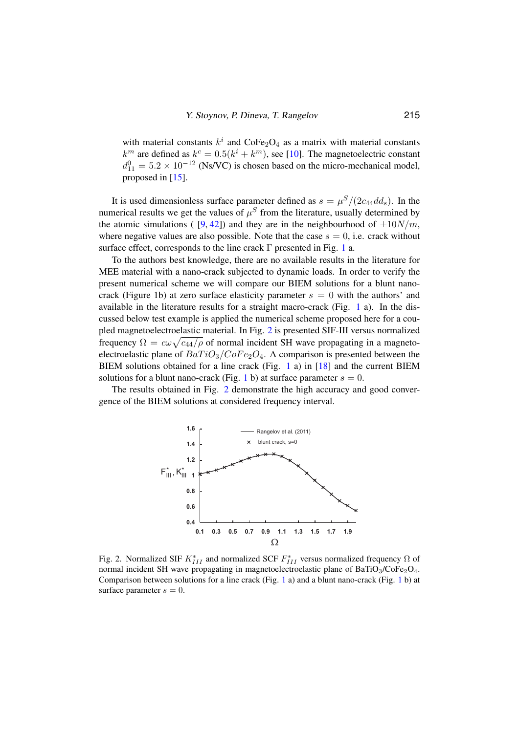with material constants $k^i$ and $CoFe_2O_4$ as a matrix with material constants $k^m$ are defined as $k^c = 0.5(k^i + k^m)$, see [10]. The magnetoelectric constant $d_{11}^0 = 5.2 \times 10^{-12}$ (Ns/VC) is chosen based on the micro-mechanical model, proposed in [15].

It is used dimensionless surface parameter defined as $s = \mu^S/(2c_{44}dd_s)$. In the numerical results we get the values of $\mu^S$ from the literature, usually determined by the atomic simulations ( [9, 42]) and they are in the neighbourhood of $\pm 10N/m$, where negative values are also possible. Note that the case $s = 0$, i.e. crack without surface effect, corresponds to the line crack $\Gamma$ presented in Fig. 1 a.

To the authors best knowledge, there are no available results in the literature for MEE material with a nano-crack subjected to dynamic loads. In order to verify the present numerical scheme we will compare our BIEM solutions for a blunt nano-crack (Figure 1b) at zero surface elasticity parameter $s = 0$ with the authors' and available in the literature results for a straight macro-crack (Fig. 1 a). In the discussed below test example is applied the numerical scheme proposed here for a coupled magnetoelectroelastic material. In Fig. 2 is presented SIF-III versus normalized frequency $\Omega = c\omega\sqrt{c_{44}/\rho}$ of normal incident SH wave propagating in a magnetoelectroelastic plane of $BaTiO_3/CoFe_2O_4$. A comparison is presented between the BIEM solutions obtained for a line crack (Fig. 1 a) in [18] and the current BIEM solutions for a blunt nano-crack (Fig. 1 b) at surface parameter $s = 0$.

The results obtained in Fig. 2 demonstrate the high accuracy and good convergence of the BIEM solutions at considered frequency interval.

Fig. 2. Normalized SIF $K_{III}^*$ and normalized SCF $F_{III}^*$ versus normalized frequency $\Omega$ of normal incident SH wave propagating in magnetoelectroelastic plane of $BaTiO_3/CoFe_2O_4$. Comparison between solutions for a line crack (Fig. 1 a) and a blunt nano-crack (Fig. 1 b) at surface parameter $s = 0$.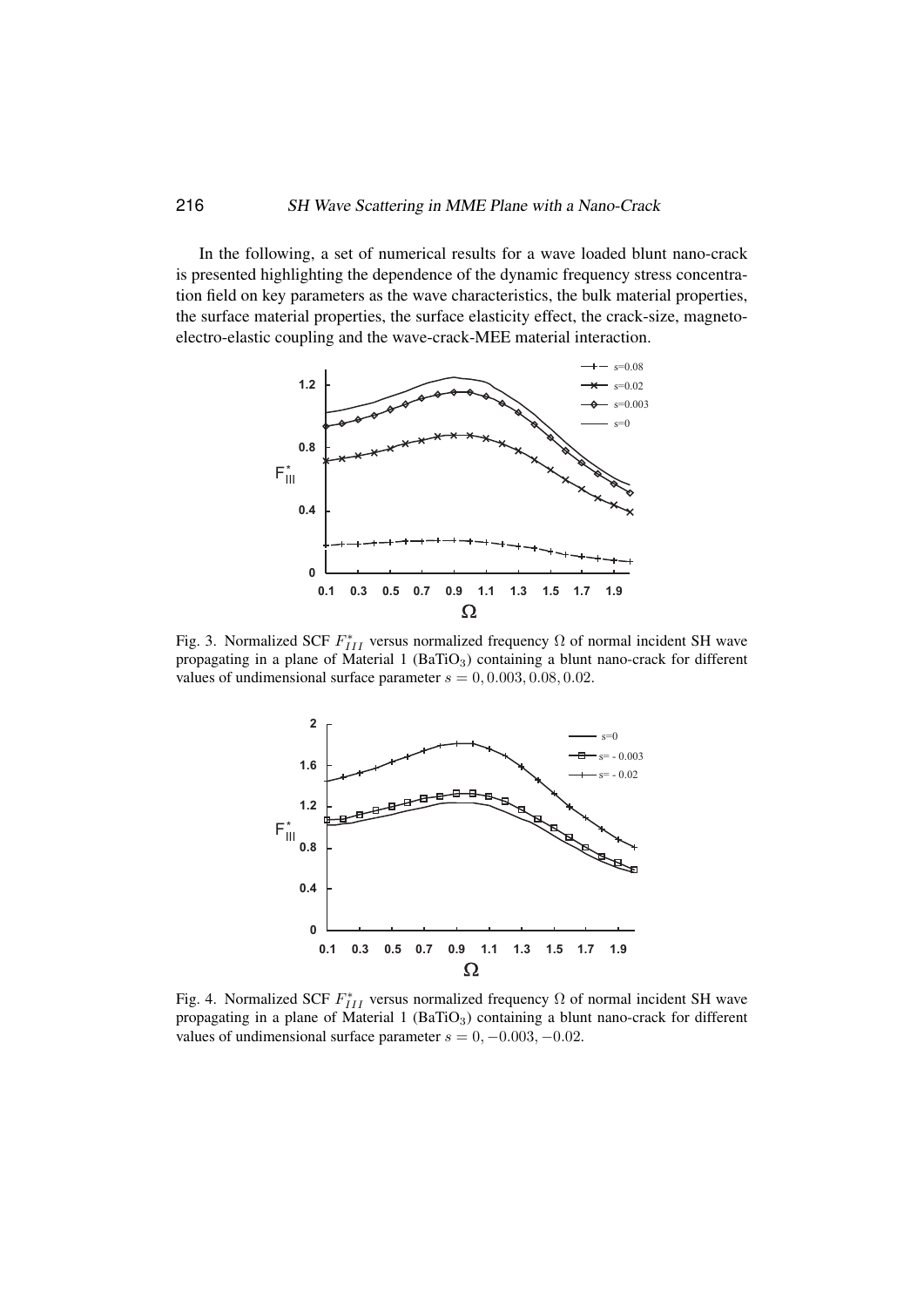In the following, a set of numerical results for a wave loaded blunt nano-crack is presented highlighting the dependence of the dynamic frequency stress concentration field on key parameters as the wave characteristics, the bulk material properties, the surface material properties, the surface elasticity effect, the crack-size, magneto-electro-elastic coupling and the wave-crack-MEE material interaction.

Fig. 3. Normalized SCF $F^*_{III}$ versus normalized frequency $\Omega$ of normal incident SH wave propagating in a plane of Material 1 ($BaTiO_3$) containing a blunt nano-crack for different values of undimensional surface parameter $s = 0, 0.003, 0.08, 0.02$.

Fig. 4. Normalized SCF $F^*_{III}$ versus normalized frequency $\Omega$ of normal incident SH wave propagating in a plane of Material 1 ($BaTiO_3$) containing a blunt nano-crack for different values of undimensional surface parameter $s = 0, -0.003, -0.02$.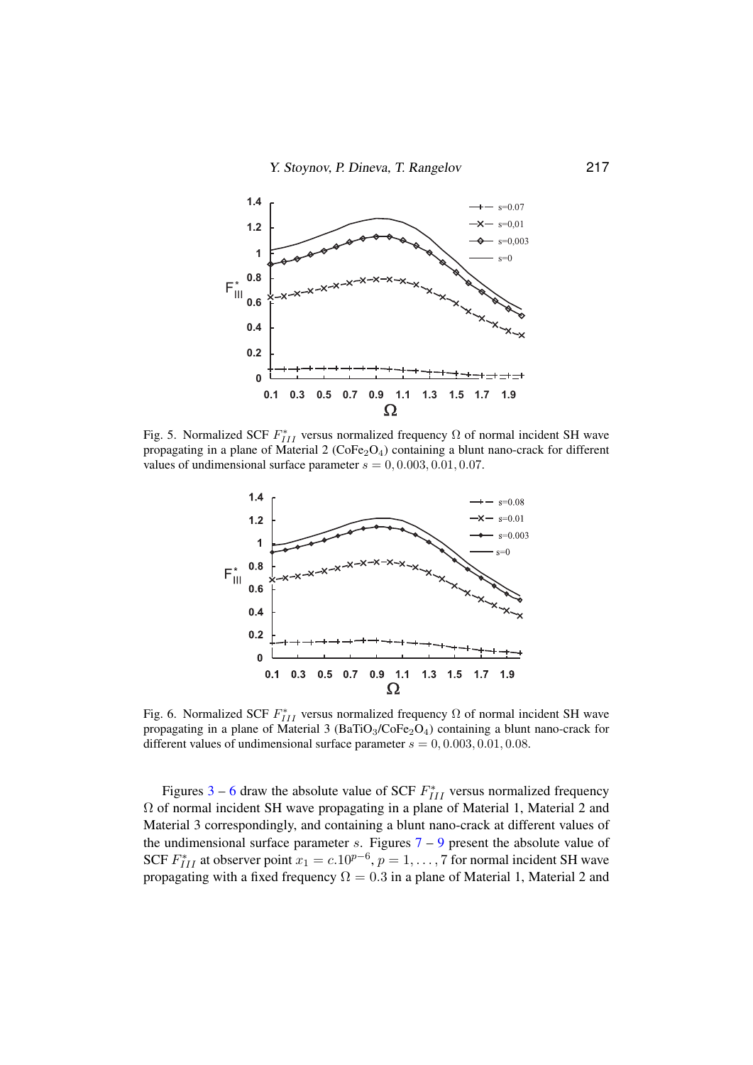Fig. 5. Normalized SCF $F^*_{III}$ versus normalized frequency $\Omega$ of normal incident SH wave propagating in a plane of Material 2 ($CoFe_2O_4$) containing a blunt nano-crack for different values of undimensional surface parameter $s = 0, 0.003, 0.01, 0.07$.

Fig. 6. Normalized SCF $F^*_{III}$ versus normalized frequency $\Omega$ of normal incident SH wave propagating in a plane of Material 3 ($BaTiO_3$/$CoFe_2O_4$) containing a blunt nano-crack for different values of undimensional surface parameter $s = 0, 0.003, 0.01, 0.08$.

Figures 3 – 6 draw the absolute value of SCF $F^*_{III}$ versus normalized frequency $\Omega$ of normal incident SH wave propagating in a plane of Material 1, Material 2 and Material 3 correspondingly, and containing a blunt nano-crack at different values of the undimensional surface parameter $s$. Figures 7 – 9 present the absolute value of SCF $F^*_{III}$ at observer point $x_1 = c.10^{p-6}, p = 1, \dots, 7$ for normal incident SH wave propagating with a fixed frequency $\Omega = 0.3$ in a plane of Material 1, Material 2 and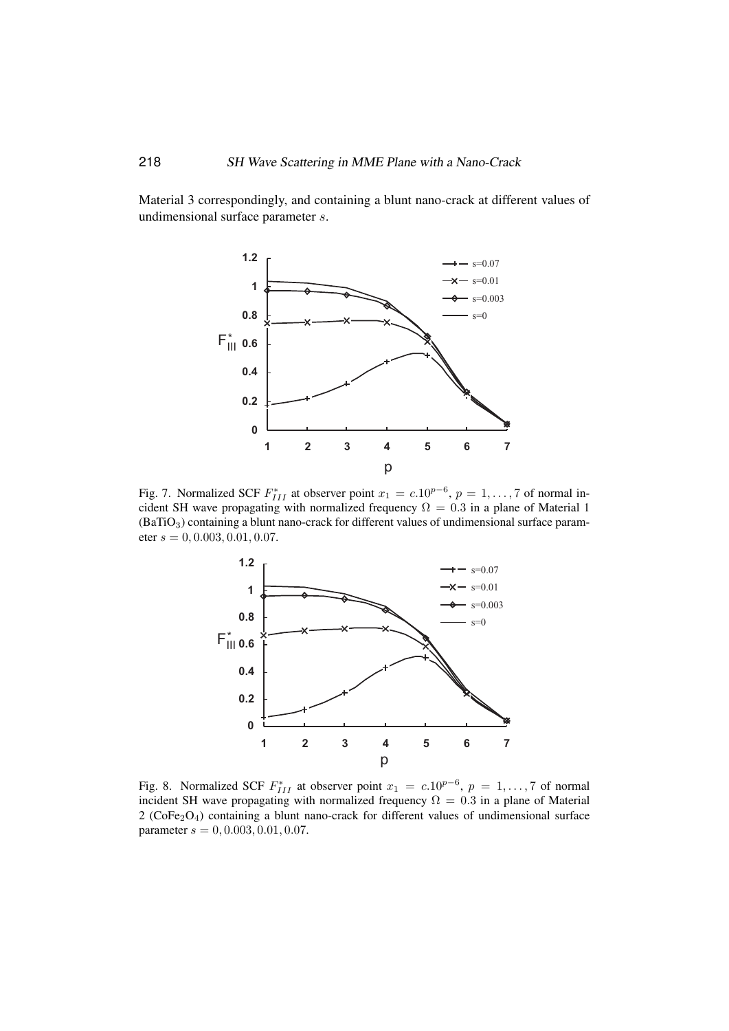Material 3 correspondingly, and containing a blunt nano-crack at different values of undimensional surface parameter $s$.

Fig. 7. Normalized SCF $F^*_{III}$ at observer point $x_1 = c.10^{p-6}$, $p = 1, \ldots, 7$ of normal incident SH wave propagating with normalized frequency $\Omega = 0.3$ in a plane of Material 1 ($BaTiO_3$) containing a blunt nano-crack for different values of undimensional surface parameter $s = 0, 0.003, 0.01, 0.07$.

Fig. 8. Normalized SCF $F^*_{III}$ at observer point $x_1 = c.10^{p-6}$, $p = 1, \ldots, 7$ of normal incident SH wave propagating with normalized frequency $\Omega = 0.3$ in a plane of Material 2 ($CoFe_2O_4$) containing a blunt nano-crack for different values of undimensional surface parameter $s = 0, 0.003, 0.01, 0.07$.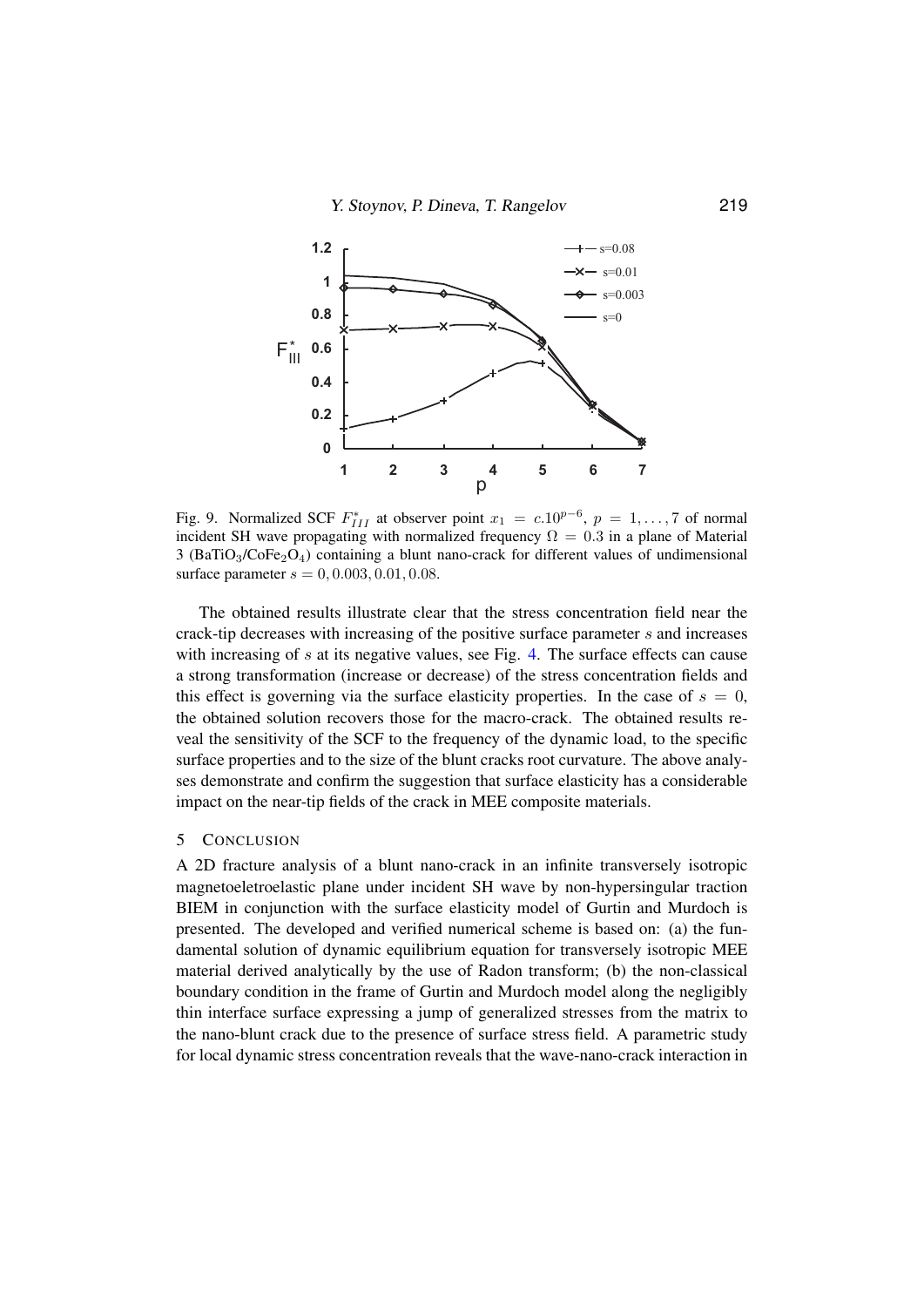Fig. 9. Normalized SCF $F^*_{III}$ at observer point $x_1 = c.10^{p-6}$, $p = 1, \ldots, 7$ of normal incident SH wave propagating with normalized frequency $\Omega = 0.3$ in a plane of Material 3 ($BaTiO_3/CoFe_2O_4$) containing a blunt nano-crack for different values of undimensional surface parameter $s = 0, 0.003, 0.01, 0.08$.

The obtained results illustrate clear that the stress concentration field near the crack-tip decreases with increasing of the positive surface parameter $s$ and increases with increasing of $s$ at its negative values, see Fig. 4. The surface effects can cause a strong transformation (increase or decrease) of the stress concentration fields and this effect is governing via the surface elasticity properties. In the case of $s = 0$, the obtained solution recovers those for the macro-crack. The obtained results reveal the sensitivity of the SCF to the frequency of the dynamic load, to the specific surface properties and to the size of the blunt cracks root curvature. The above analyses demonstrate and confirm the suggestion that surface elasticity has a considerable impact on the near-tip fields of the crack in MEE composite materials.

## 5 CONCLUSION

A 2D fracture analysis of a blunt nano-crack in an infinite transversely isotropic magnetoeletroelastic plane under incident SH wave by non-hypersingular traction BIEM in conjunction with the surface elasticity model of Gurtin and Murdoch is presented. The developed and verified numerical scheme is based on: (a) the fundamental solution of dynamic equilibrium equation for transversely isotropic MEE material derived analytically by the use of Radon transform; (b) the non-classical boundary condition in the frame of Gurtin and Murdoch model along the negligibly thin interface surface expressing a jump of generalized stresses from the matrix to the nano-blunt crack due to the presence of surface stress field. A parametric study for local dynamic stress concentration reveals that the wave-nano-crack interaction in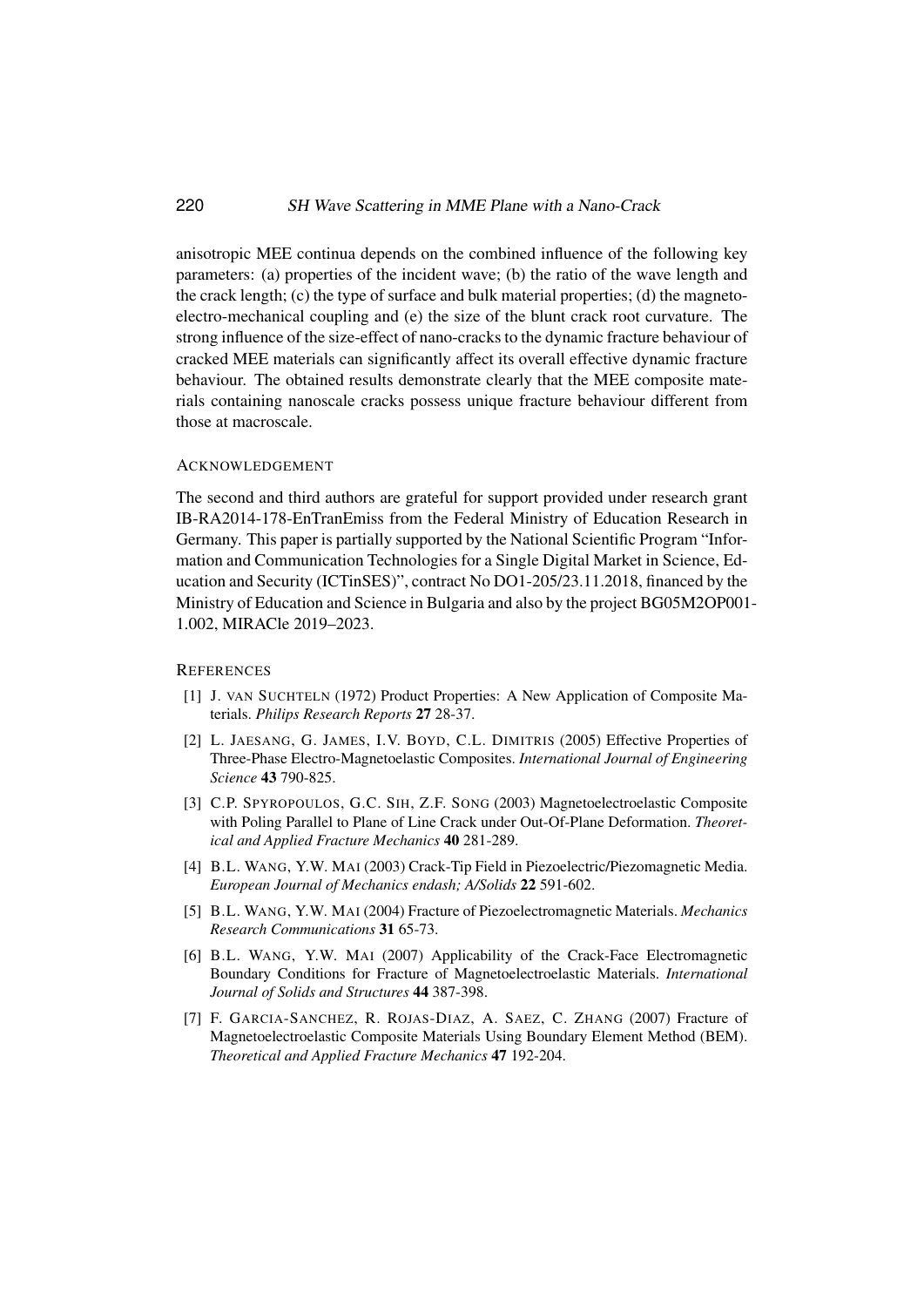anisotropic MEE continua depends on the combined influence of the following key parameters: (a) properties of the incident wave; (b) the ratio of the wave length and the crack length; (c) the type of surface and bulk material properties; (d) the magneto-electro-mechanical coupling and (e) the size of the blunt crack root curvature. The strong influence of the size-effect of nano-cracks to the dynamic fracture behaviour of cracked MEE materials can significantly affect its overall effective dynamic fracture behaviour. The obtained results demonstrate clearly that the MEE composite materials containing nanoscale cracks possess unique fracture behaviour different from those at macroscale.

## Acknowledgement

The second and third authors are grateful for support provided under research grant IB-RA2014-178-EnTranEmiss from the Federal Ministry of Education Research in Germany. This paper is partially supported by the National Scientific Program "Information and Communication Technologies for a Single Digital Market in Science, Education and Security (ICTinSES)", contract No DO1-205/23.11.2018, financed by the Ministry of Education and Science in Bulgaria and also by the project BG05M2OP001-1.002, MIRACle 2019–2023.

## References

[1] J. van Suchteln (1972) Product Properties: A New Application of Composite Materials. *Philips Research Reports* **27** 28-37.

[2] L. Jaesang, G. James, I.V. Boyd, C.L. Dimitris (2005) Effective Properties of Three-Phase Electro-Magnetoelastic Composites. *International Journal of Engineering Science* **43** 790-825.

[3] C.P. Spyropoulos, G.C. Sih, Z.F. Song (2003) Magnetoelectroelastic Composite with Poling Parallel to Plane of Line Crack under Out-Of-Plane Deformation. *Theoretical and Applied Fracture Mechanics* **40** 281-289.

[4] B.L. Wang, Y.W. Mai (2003) Crack-Tip Field in Piezoelectric/Piezomagnetic Media. *European Journal of Mechanics endash; A/Solids* **22** 591-602.

[5] B.L. Wang, Y.W. Mai (2004) Fracture of Piezoelectromagnetic Materials. *Mechanics Research Communications* **31** 65-73.

[6] B.L. Wang, Y.W. Mai (2007) Applicability of the Crack-Face Electromagnetic Boundary Conditions for Fracture of Magnetoelectroelastic Materials. *International Journal of Solids and Structures* **44** 387-398.

[7] F. Garcia-Sanchez, R. Rojas-Diaz, A. Saez, C. Zhang (2007) Fracture of Magnetoelectroelastic Composite Materials Using Boundary Element Method (BEM). *Theoretical and Applied Fracture Mechanics* **47** 192-204.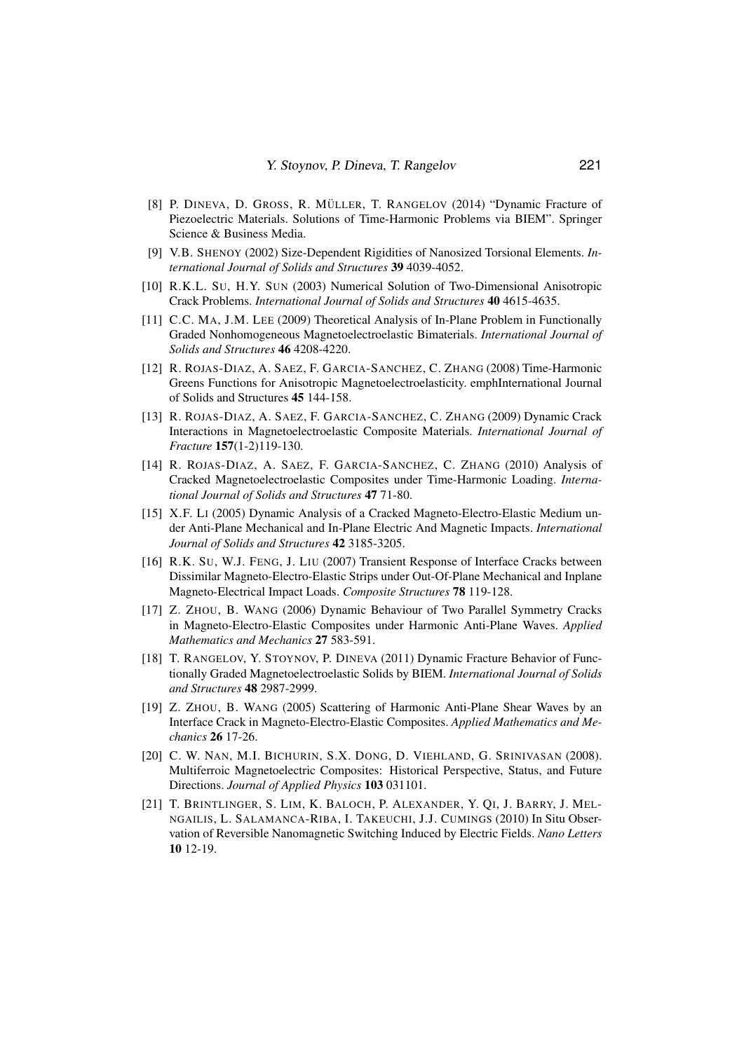[8] P. Dineva, D. Gross, R. Müller, T. Rangelov (2014) "Dynamic Fracture of Piezoelectric Materials. Solutions of Time-Harmonic Problems via BIEM". Springer Science & Business Media.

[9] V.B. Shenoy (2002) Size-Dependent Rigidities of Nanosized Torsional Elements. *International Journal of Solids and Structures* **39** 4039-4052.

[10] R.K.L. Su, H.Y. Sun (2003) Numerical Solution of Two-Dimensional Anisotropic Crack Problems. *International Journal of Solids and Structures* **40** 4615-4635.

[11] C.C. Ma, J.M. Lee (2009) Theoretical Analysis of In-Plane Problem in Functionally Graded Nonhomogeneous Magnetoelectroelastic Bimaterials. *International Journal of Solids and Structures* **46** 4208-4220.

[12] R. Rojas-Diaz, A. Saez, F. Garcia-Sanchez, C. Zhang (2008) Time-Harmonic Greens Functions for Anisotropic Magnetoelectroelasticity. emphInternational Journal of Solids and Structures **45** 144-158.

[13] R. Rojas-Diaz, A. Saez, F. Garcia-Sanchez, C. Zhang (2009) Dynamic Crack Interactions in Magnetoelectroelastic Composite Materials. *International Journal of Fracture* **157**(1-2)119-130.

[14] R. Rojas-Diaz, A. Saez, F. Garcia-Sanchez, C. Zhang (2010) Analysis of Cracked Magnetoelectroelastic Composites under Time-Harmonic Loading. *International Journal of Solids and Structures* **47** 71-80.

[15] X.F. Li (2005) Dynamic Analysis of a Cracked Magneto-Electro-Elastic Medium under Anti-Plane Mechanical and In-Plane Electric And Magnetic Impacts. *International Journal of Solids and Structures* **42** 3185-3205.

[16] R.K. Su, W.J. Feng, J. Liu (2007) Transient Response of Interface Cracks between Dissimilar Magneto-Electro-Elastic Strips under Out-Of-Plane Mechanical and Inplane Magneto-Electrical Impact Loads. *Composite Structures* **78** 119-128.

[17] Z. Zhou, B. Wang (2006) Dynamic Behaviour of Two Parallel Symmetry Cracks in Magneto-Electro-Elastic Composites under Harmonic Anti-Plane Waves. *Applied Mathematics and Mechanics* **27** 583-591.

[18] T. Rangelov, Y. Stoynov, P. Dineva (2011) Dynamic Fracture Behavior of Functionally Graded Magnetoelectroelastic Solids by BIEM. *International Journal of Solids and Structures* **48** 2987-2999.

[19] Z. Zhou, B. Wang (2005) Scattering of Harmonic Anti-Plane Shear Waves by an Interface Crack in Magneto-Electro-Elastic Composites. *Applied Mathematics and Mechanics* **26** 17-26.

[20] C. W. Nan, M.I. Bichurin, S.X. Dong, D. Viehland, G. Srinivasan (2008). Multiferroic Magnetoelectric Composites: Historical Perspective, Status, and Future Directions. *Journal of Applied Physics* **103** 031101.

[21] T. Brintlinger, S. Lim, K. Baloch, P. Alexander, Y. Qi, J. Barry, J. Melngailis, L. Salamanca-Riba, I. Takeuchi, J.J. Cumings (2010) In Situ Observation of Reversible Nanomagnetic Switching Induced by Electric Fields. *Nano Letters* **10** 12-19.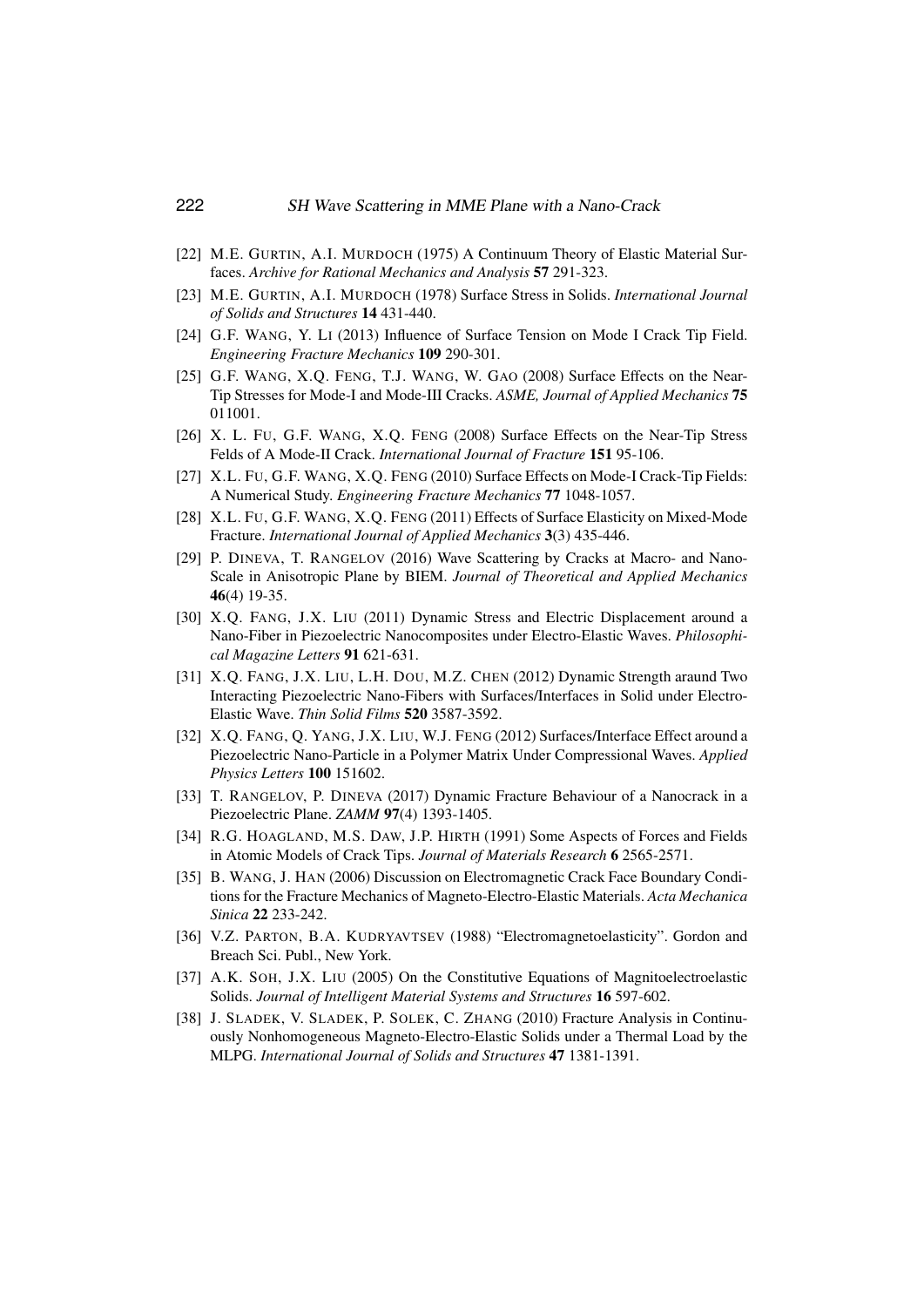[22] M.E. Gurtin, A.I. Murdoch (1975) A Continuum Theory of Elastic Material Surfaces. *Archive for Rational Mechanics and Analysis* **57** 291-323.

[23] M.E. Gurtin, A.I. Murdoch (1978) Surface Stress in Solids. *International Journal of Solids and Structures* **14** 431-440.

[24] G.F. Wang, Y. Li (2013) Influence of Surface Tension on Mode I Crack Tip Field. *Engineering Fracture Mechanics* **109** 290-301.

[25] G.F. Wang, X.Q. Feng, T.J. Wang, W. Gao (2008) Surface Effects on the Near-Tip Stresses for Mode-I and Mode-III Cracks. *ASME, Journal of Applied Mechanics* **75** 011001.

[26] X. L. Fu, G.F. Wang, X.Q. Feng (2008) Surface Effects on the Near-Tip Stress Felds of A Mode-II Crack. *International Journal of Fracture* **151** 95-106.

[27] X.L. Fu, G.F. Wang, X.Q. Feng (2010) Surface Effects on Mode-I Crack-Tip Fields: A Numerical Study. *Engineering Fracture Mechanics* **77** 1048-1057.

[28] X.L. Fu, G.F. Wang, X.Q. Feng (2011) Effects of Surface Elasticity on Mixed-Mode Fracture. *International Journal of Applied Mechanics* **3**(3) 435-446.

[29] P. Dineva, T. Rangelov (2016) Wave Scattering by Cracks at Macro- and Nano-Scale in Anisotropic Plane by BIEM. *Journal of Theoretical and Applied Mechanics* **46**(4) 19-35.

[30] X.Q. Fang, J.X. Liu (2011) Dynamic Stress and Electric Displacement around a Nano-Fiber in Piezoelectric Nanocomposites under Electro-Elastic Waves. *Philosophical Magazine Letters* **91** 621-631.

[31] X.Q. Fang, J.X. Liu, L.H. Dou, M.Z. Chen (2012) Dynamic Strength araund Two Interacting Piezoelectric Nano-Fibers with Surfaces/Interfaces in Solid under Electro-Elastic Wave. *Thin Solid Films* **520** 3587-3592.

[32] X.Q. Fang, Q. Yang, J.X. Liu, W.J. Feng (2012) Surfaces/Interface Effect around a Piezoelectric Nano-Particle in a Polymer Matrix Under Compressional Waves. *Applied Physics Letters* **100** 151602.

[33] T. Rangelov, P. Dineva (2017) Dynamic Fracture Behaviour of a Nanocrack in a Piezoelectric Plane. *ZAMM* **97**(4) 1393-1405.

[34] R.G. Hoagland, M.S. Daw, J.P. Hirth (1991) Some Aspects of Forces and Fields in Atomic Models of Crack Tips. *Journal of Materials Research* **6** 2565-2571.

[35] B. Wang, J. Han (2006) Discussion on Electromagnetic Crack Face Boundary Conditions for the Fracture Mechanics of Magneto-Electro-Elastic Materials. *Acta Mechanica Sinica* **22** 233-242.

[36] V.Z. Parton, B.A. Kudryavtsev (1988) "Electromagnetoelasticity". Gordon and Breach Sci. Publ., New York.

[37] A.K. Soh, J.X. Liu (2005) On the Constitutive Equations of Magnitoelectroelastic Solids. *Journal of Intelligent Material Systems and Structures* **16** 597-602.

[38] J. Sladek, V. Sladek, P. Solek, C. Zhang (2010) Fracture Analysis in Continuously Nonhomogeneous Magneto-Electro-Elastic Solids under a Thermal Load by the MLPG. *International Journal of Solids and Structures* **47** 1381-1391.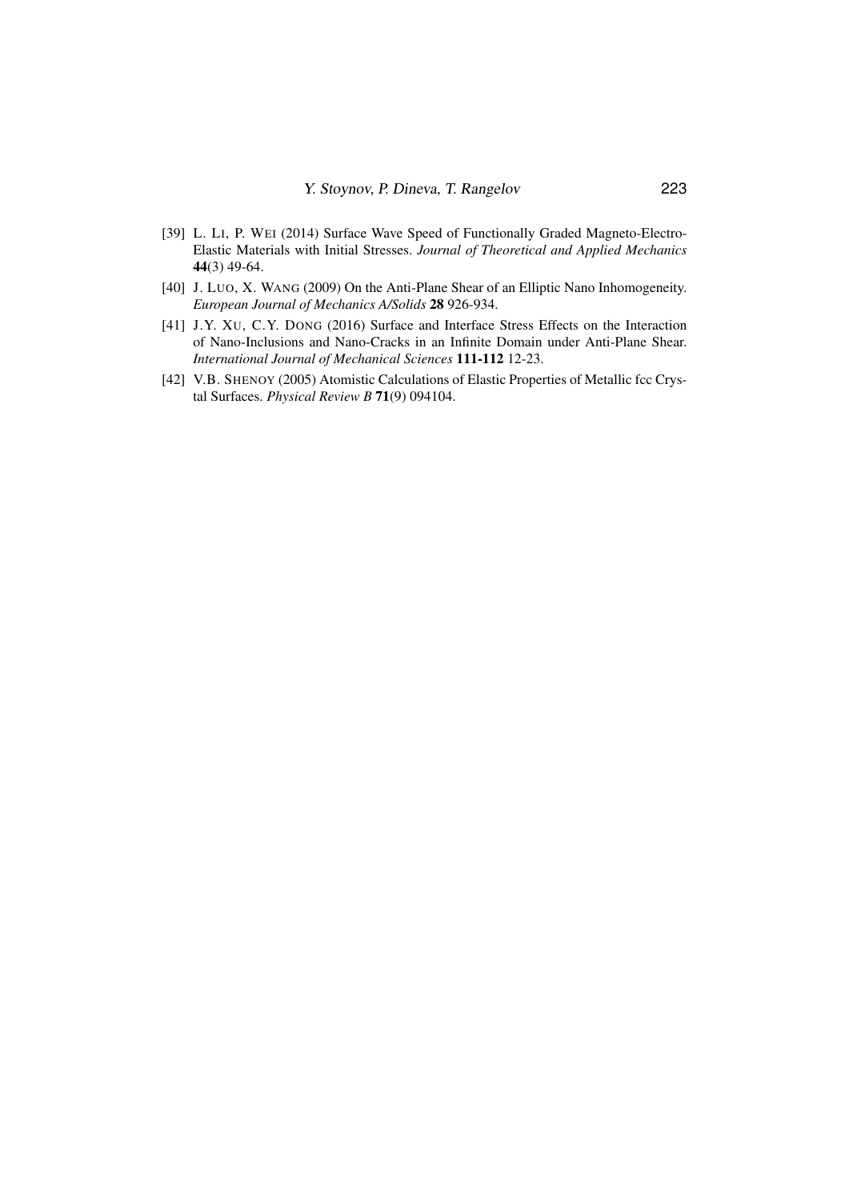[39] L. Li, P. Wei (2014) Surface Wave Speed of Functionally Graded Magneto-Electro-Elastic Materials with Initial Stresses. *Journal of Theoretical and Applied Mechanics* **44**(3) 49-64.

[40] J. Luo, X. Wang (2009) On the Anti-Plane Shear of an Elliptic Nano Inhomogeneity. *European Journal of Mechanics A/Solids* **28** 926-934.

[41] J.Y. Xu, C.Y. Dong (2016) Surface and Interface Stress Effects on the Interaction of Nano-Inclusions and Nano-Cracks in an Infinite Domain under Anti-Plane Shear. *International Journal of Mechanical Sciences* **111-112** 12-23.

[42] V.B. Shenoy (2005) Atomistic Calculations of Elastic Properties of Metallic fcc Crystal Surfaces. *Physical Review B* **71**(9) 094104.